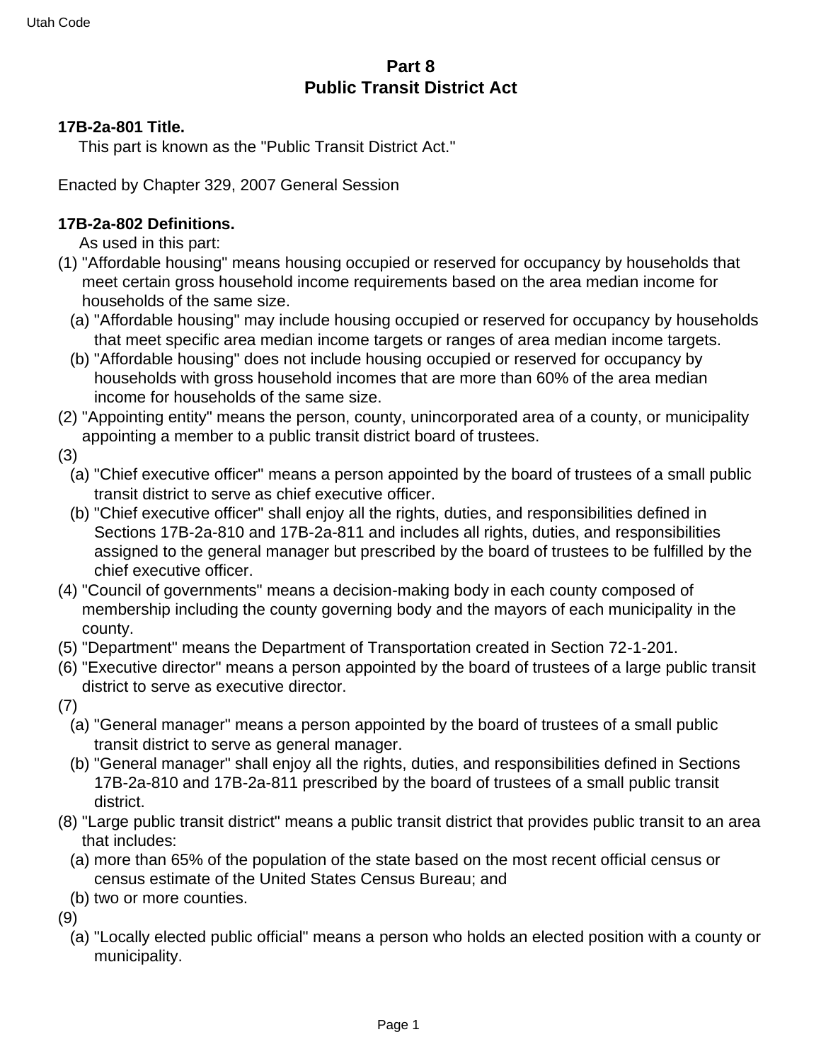# Part 8
# Public Transit District Act

**17B-2a-801 Title.**

This part is known as the "Public Transit District Act."

Enacted by Chapter 329, 2007 General Session

**17B-2a-802 Definitions.**

As used in this part:

(1) "Affordable housing" means housing occupied or reserved for occupancy by households that meet certain gross household income requirements based on the area median income for households of the same size.
  - (a) "Affordable housing" may include housing occupied or reserved for occupancy by households that meet specific area median income targets or ranges of area median income targets.
  - (b) "Affordable housing" does not include housing occupied or reserved for occupancy by households with gross household incomes that are more than 60% of the area median income for households of the same size.

(2) "Appointing entity" means the person, county, unincorporated area of a county, or municipality appointing a member to a public transit district board of trustees.

(3)
  - (a) "Chief executive officer" means a person appointed by the board of trustees of a small public transit district to serve as chief executive officer.
  - (b) "Chief executive officer" shall enjoy all the rights, duties, and responsibilities defined in Sections 17B-2a-810 and 17B-2a-811 and includes all rights, duties, and responsibilities assigned to the general manager but prescribed by the board of trustees to be fulfilled by the chief executive officer.

(4) "Council of governments" means a decision-making body in each county composed of membership including the county governing body and the mayors of each municipality in the county.

(5) "Department" means the Department of Transportation created in Section 72-1-201.

(6) "Executive director" means a person appointed by the board of trustees of a large public transit district to serve as executive director.

(7)
  - (a) "General manager" means a person appointed by the board of trustees of a small public transit district to serve as general manager.
  - (b) "General manager" shall enjoy all the rights, duties, and responsibilities defined in Sections 17B-2a-810 and 17B-2a-811 prescribed by the board of trustees of a small public transit district.

(8) "Large public transit district" means a public transit district that provides public transit to an area that includes:
  - (a) more than 65% of the population of the state based on the most recent official census or census estimate of the United States Census Bureau; and
  - (b) two or more counties.

(9)
  - (a) "Locally elected public official" means a person who holds an elected position with a county or municipality.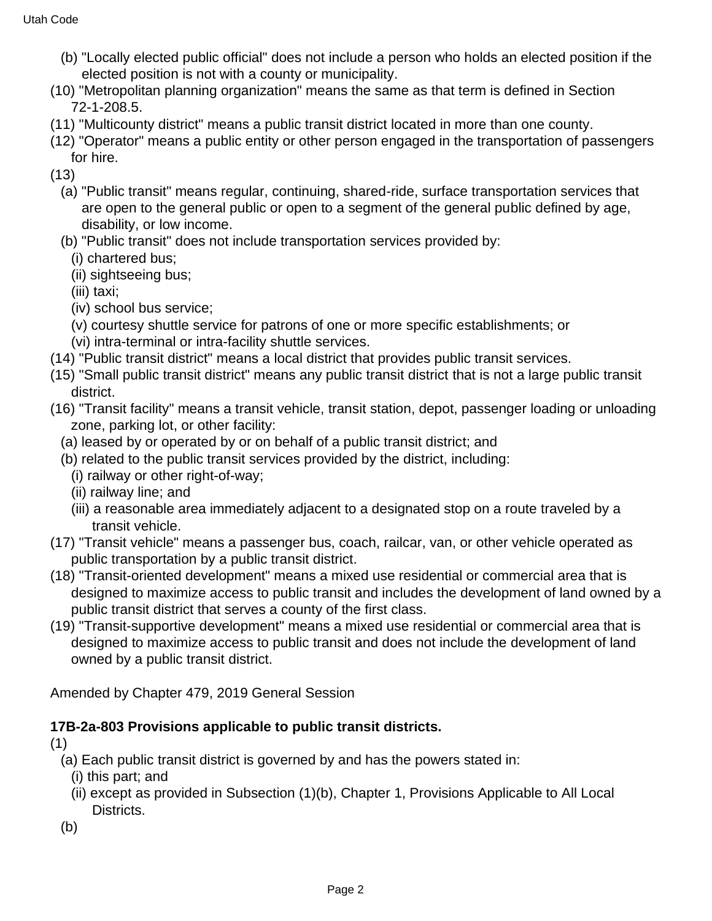(b) "Locally elected public official" does not include a person who holds an elected position if the elected position is not with a county or municipality.

(10) "Metropolitan planning organization" means the same as that term is defined in Section 72-1-208.5.

(11) "Multicounty district" means a public transit district located in more than one county.

(12) "Operator" means a public entity or other person engaged in the transportation of passengers for hire.

(13)

(a) "Public transit" means regular, continuing, shared-ride, surface transportation services that are open to the general public or open to a segment of the general public defined by age, disability, or low income.

(b) "Public transit" does not include transportation services provided by:

(i) chartered bus;

(ii) sightseeing bus;

(iii) taxi;

(iv) school bus service;

(v) courtesy shuttle service for patrons of one or more specific establishments; or

(vi) intra-terminal or intra-facility shuttle services.

(14) "Public transit district" means a local district that provides public transit services.

(15) "Small public transit district" means any public transit district that is not a large public transit district.

(16) "Transit facility" means a transit vehicle, transit station, depot, passenger loading or unloading zone, parking lot, or other facility:

(a) leased by or operated by or on behalf of a public transit district; and

(b) related to the public transit services provided by the district, including:

(i) railway or other right-of-way;

(ii) railway line; and

(iii) a reasonable area immediately adjacent to a designated stop on a route traveled by a transit vehicle.

(17) "Transit vehicle" means a passenger bus, coach, railcar, van, or other vehicle operated as public transportation by a public transit district.

(18) "Transit-oriented development" means a mixed use residential or commercial area that is designed to maximize access to public transit and includes the development of land owned by a public transit district that serves a county of the first class.

(19) "Transit-supportive development" means a mixed use residential or commercial area that is designed to maximize access to public transit and does not include the development of land owned by a public transit district.

Amended by Chapter 479, 2019 General Session

**17B-2a-803 Provisions applicable to public transit districts.**

(1)

(a) Each public transit district is governed by and has the powers stated in:

(i) this part; and

(ii) except as provided in Subsection (1)(b), Chapter 1, Provisions Applicable to All Local Districts.

(b)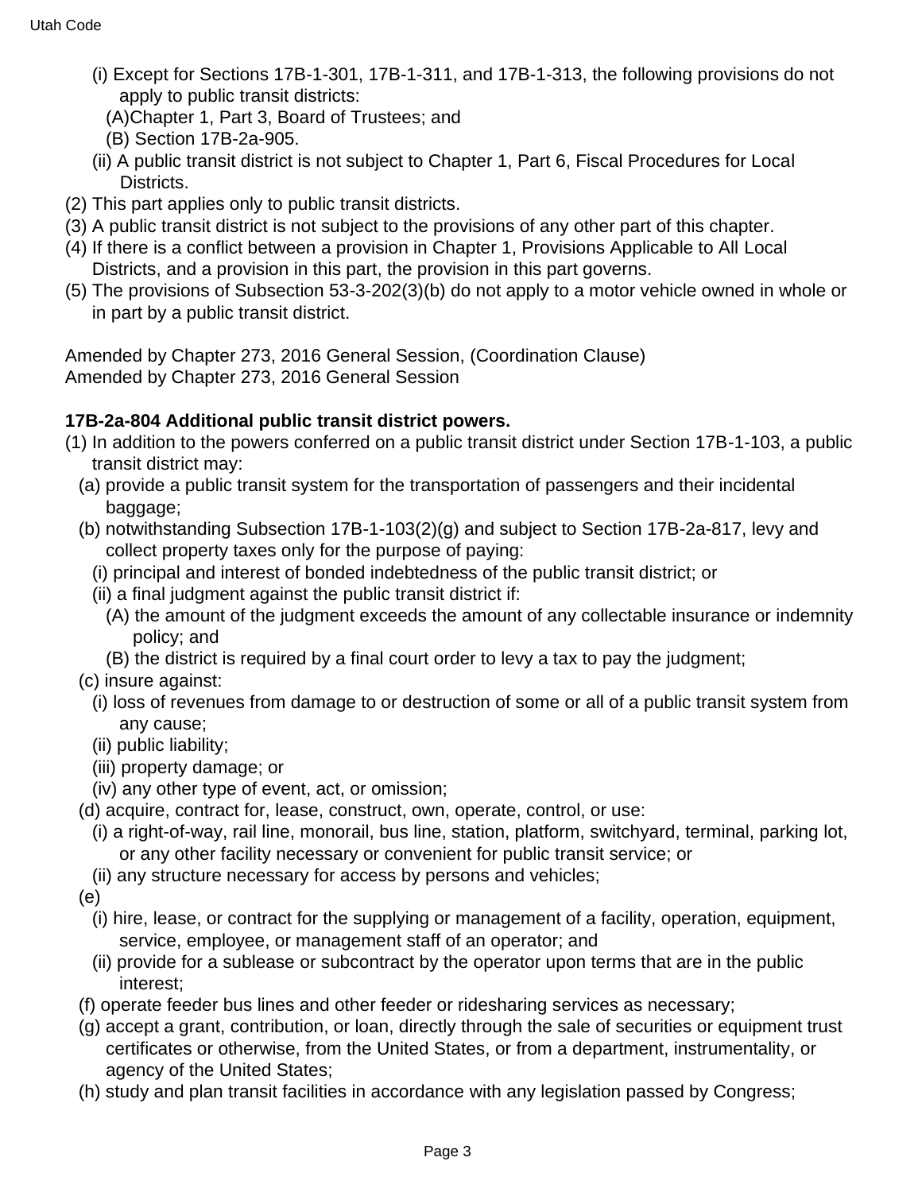(i) Except for Sections 17B-1-301, 17B-1-311, and 17B-1-313, the following provisions do not apply to public transit districts:

(A)Chapter 1, Part 3, Board of Trustees; and

(B) Section 17B-2a-905.

(ii) A public transit district is not subject to Chapter 1, Part 6, Fiscal Procedures for Local Districts.

(2) This part applies only to public transit districts.

(3) A public transit district is not subject to the provisions of any other part of this chapter.

(4) If there is a conflict between a provision in Chapter 1, Provisions Applicable to All Local Districts, and a provision in this part, the provision in this part governs.

(5) The provisions of Subsection 53-3-202(3)(b) do not apply to a motor vehicle owned in whole or in part by a public transit district.

Amended by Chapter 273, 2016 General Session, (Coordination Clause)
Amended by Chapter 273, 2016 General Session

**17B-2a-804 Additional public transit district powers.**

(1) In addition to the powers conferred on a public transit district under Section 17B-1-103, a public transit district may:

(a) provide a public transit system for the transportation of passengers and their incidental baggage;

(b) notwithstanding Subsection 17B-1-103(2)(g) and subject to Section 17B-2a-817, levy and collect property taxes only for the purpose of paying:

(i) principal and interest of bonded indebtedness of the public transit district; or

(ii) a final judgment against the public transit district if:

(A) the amount of the judgment exceeds the amount of any collectable insurance or indemnity policy; and

(B) the district is required by a final court order to levy a tax to pay the judgment;

(c) insure against:

(i) loss of revenues from damage to or destruction of some or all of a public transit system from any cause;

(ii) public liability;

(iii) property damage; or

(iv) any other type of event, act, or omission;

(d) acquire, contract for, lease, construct, own, operate, control, or use:

(i) a right-of-way, rail line, monorail, bus line, station, platform, switchyard, terminal, parking lot, or any other facility necessary or convenient for public transit service; or

(ii) any structure necessary for access by persons and vehicles;

(e)

(i) hire, lease, or contract for the supplying or management of a facility, operation, equipment, service, employee, or management staff of an operator; and

(ii) provide for a sublease or subcontract by the operator upon terms that are in the public interest;

(f) operate feeder bus lines and other feeder or ridesharing services as necessary;

(g) accept a grant, contribution, or loan, directly through the sale of securities or equipment trust certificates or otherwise, from the United States, or from a department, instrumentality, or agency of the United States;

(h) study and plan transit facilities in accordance with any legislation passed by Congress;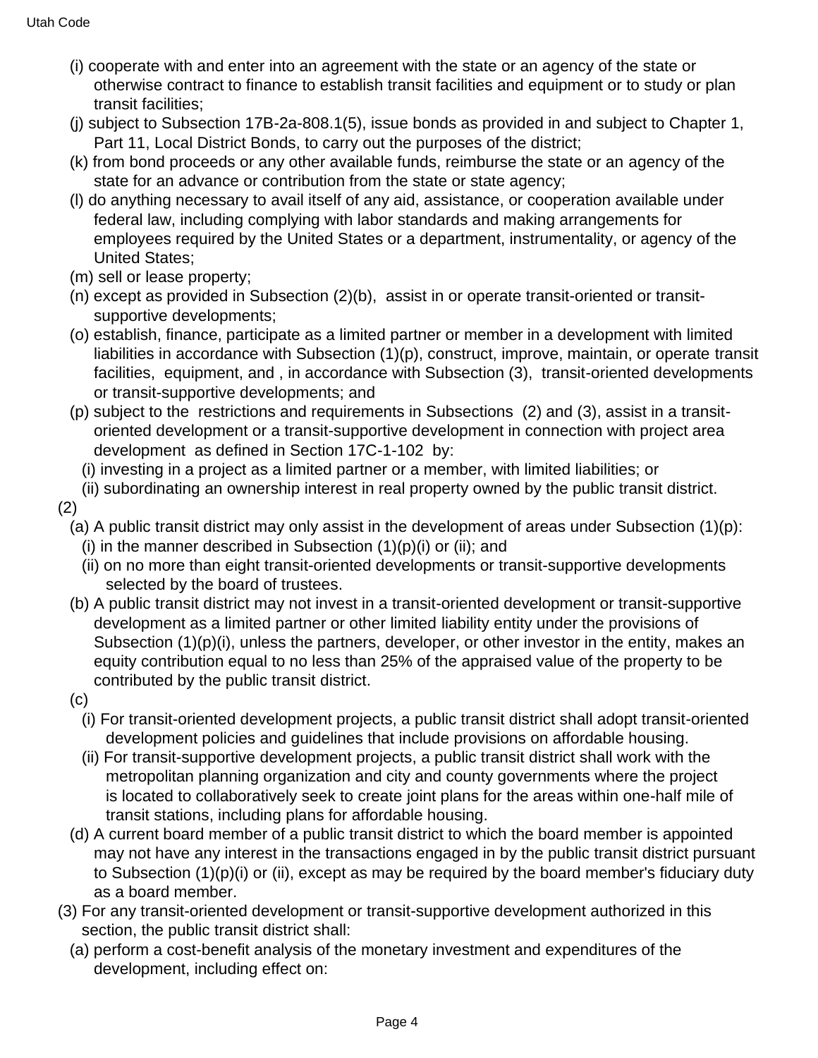(i) cooperate with and enter into an agreement with the state or an agency of the state or otherwise contract to finance to establish transit facilities and equipment or to study or plan transit facilities;

(j) subject to Subsection 17B-2a-808.1(5), issue bonds as provided in and subject to Chapter 1, Part 11, Local District Bonds, to carry out the purposes of the district;

(k) from bond proceeds or any other available funds, reimburse the state or an agency of the state for an advance or contribution from the state or state agency;

(l) do anything necessary to avail itself of any aid, assistance, or cooperation available under federal law, including complying with labor standards and making arrangements for employees required by the United States or a department, instrumentality, or agency of the United States;

(m) sell or lease property;

(n) except as provided in Subsection (2)(b), assist in or operate transit-oriented or transit-supportive developments;

(o) establish, finance, participate as a limited partner or member in a development with limited liabilities in accordance with Subsection (1)(p), construct, improve, maintain, or operate transit facilities, equipment, and , in accordance with Subsection (3), transit-oriented developments or transit-supportive developments; and

(p) subject to the restrictions and requirements in Subsections (2) and (3), assist in a transit-oriented development or a transit-supportive development in connection with project area development as defined in Section 17C-1-102 by:

(i) investing in a project as a limited partner or a member, with limited liabilities; or

(ii) subordinating an ownership interest in real property owned by the public transit district.

(2)

(a) A public transit district may only assist in the development of areas under Subsection (1)(p):

(i) in the manner described in Subsection (1)(p)(i) or (ii); and

(ii) on no more than eight transit-oriented developments or transit-supportive developments selected by the board of trustees.

(b) A public transit district may not invest in a transit-oriented development or transit-supportive development as a limited partner or other limited liability entity under the provisions of Subsection (1)(p)(i), unless the partners, developer, or other investor in the entity, makes an equity contribution equal to no less than 25% of the appraised value of the property to be contributed by the public transit district.

(c)

(i) For transit-oriented development projects, a public transit district shall adopt transit-oriented development policies and guidelines that include provisions on affordable housing.

(ii) For transit-supportive development projects, a public transit district shall work with the metropolitan planning organization and city and county governments where the project is located to collaboratively seek to create joint plans for the areas within one-half mile of transit stations, including plans for affordable housing.

(d) A current board member of a public transit district to which the board member is appointed may not have any interest in the transactions engaged in by the public transit district pursuant to Subsection (1)(p)(i) or (ii), except as may be required by the board member's fiduciary duty as a board member.

(3) For any transit-oriented development or transit-supportive development authorized in this section, the public transit district shall:

(a) perform a cost-benefit analysis of the monetary investment and expenditures of the development, including effect on: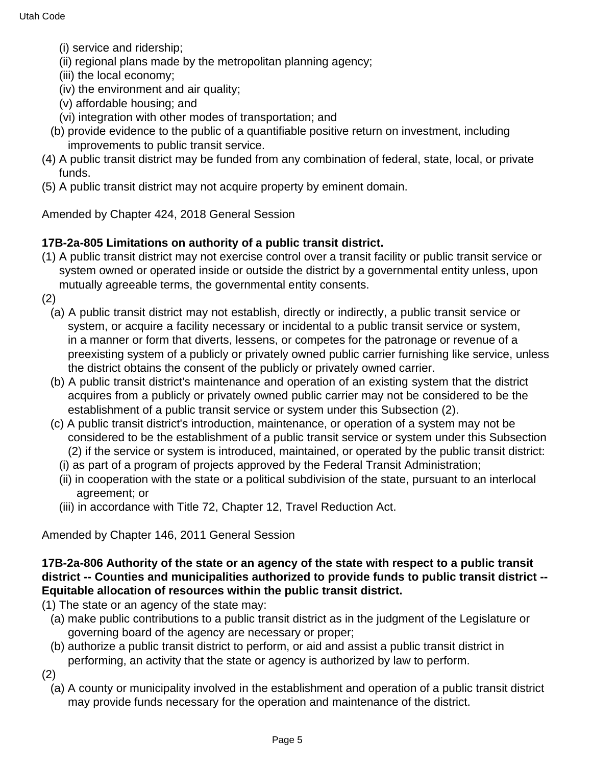(i) service and ridership;

(ii) regional plans made by the metropolitan planning agency;

(iii) the local economy;

(iv) the environment and air quality;

(v) affordable housing; and

(vi) integration with other modes of transportation; and

(b) provide evidence to the public of a quantifiable positive return on investment, including improvements to public transit service.

(4) A public transit district may be funded from any combination of federal, state, local, or private funds.

(5) A public transit district may not acquire property by eminent domain.

Amended by Chapter 424, 2018 General Session

**17B-2a-805 Limitations on authority of a public transit district.**

(1) A public transit district may not exercise control over a transit facility or public transit service or system owned or operated inside or outside the district by a governmental entity unless, upon mutually agreeable terms, the governmental entity consents.

(2)

(a) A public transit district may not establish, directly or indirectly, a public transit service or system, or acquire a facility necessary or incidental to a public transit service or system, in a manner or form that diverts, lessens, or competes for the patronage or revenue of a preexisting system of a publicly or privately owned public carrier furnishing like service, unless the district obtains the consent of the publicly or privately owned carrier.

(b) A public transit district's maintenance and operation of an existing system that the district acquires from a publicly or privately owned public carrier may not be considered to be the establishment of a public transit service or system under this Subsection (2).

(c) A public transit district's introduction, maintenance, or operation of a system may not be considered to be the establishment of a public transit service or system under this Subsection (2) if the service or system is introduced, maintained, or operated by the public transit district:

(i) as part of a program of projects approved by the Federal Transit Administration;

(ii) in cooperation with the state or a political subdivision of the state, pursuant to an interlocal agreement; or

(iii) in accordance with Title 72, Chapter 12, Travel Reduction Act.

Amended by Chapter 146, 2011 General Session

**17B-2a-806 Authority of the state or an agency of the state with respect to a public transit district -- Counties and municipalities authorized to provide funds to public transit district -- Equitable allocation of resources within the public transit district.**

(1) The state or an agency of the state may:

(a) make public contributions to a public transit district as in the judgment of the Legislature or governing board of the agency are necessary or proper;

(b) authorize a public transit district to perform, or aid and assist a public transit district in performing, an activity that the state or agency is authorized by law to perform.

(2)

(a) A county or municipality involved in the establishment and operation of a public transit district may provide funds necessary for the operation and maintenance of the district.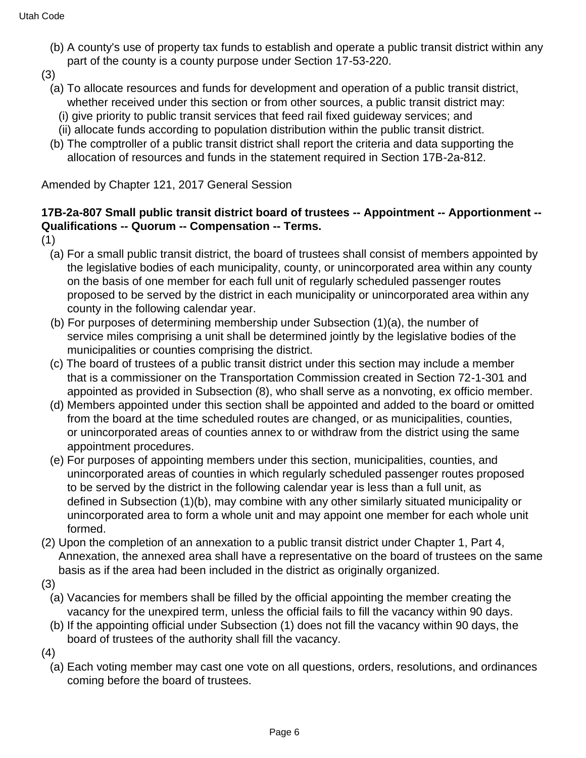(b) A county's use of property tax funds to establish and operate a public transit district within any part of the county is a county purpose under Section 17-53-220.

(3)

(a) To allocate resources and funds for development and operation of a public transit district, whether received under this section or from other sources, a public transit district may:

(i) give priority to public transit services that feed rail fixed guideway services; and

(ii) allocate funds according to population distribution within the public transit district.

(b) The comptroller of a public transit district shall report the criteria and data supporting the allocation of resources and funds in the statement required in Section 17B-2a-812.

Amended by Chapter 121, 2017 General Session

**17B-2a-807 Small public transit district board of trustees -- Appointment -- Apportionment -- Qualifications -- Quorum -- Compensation -- Terms.**

(1)

(a) For a small public transit district, the board of trustees shall consist of members appointed by the legislative bodies of each municipality, county, or unincorporated area within any county on the basis of one member for each full unit of regularly scheduled passenger routes proposed to be served by the district in each municipality or unincorporated area within any county in the following calendar year.

(b) For purposes of determining membership under Subsection (1)(a), the number of service miles comprising a unit shall be determined jointly by the legislative bodies of the municipalities or counties comprising the district.

(c) The board of trustees of a public transit district under this section may include a member that is a commissioner on the Transportation Commission created in Section 72-1-301 and appointed as provided in Subsection (8), who shall serve as a nonvoting, ex officio member.

(d) Members appointed under this section shall be appointed and added to the board or omitted from the board at the time scheduled routes are changed, or as municipalities, counties, or unincorporated areas of counties annex to or withdraw from the district using the same appointment procedures.

(e) For purposes of appointing members under this section, municipalities, counties, and unincorporated areas of counties in which regularly scheduled passenger routes proposed to be served by the district in the following calendar year is less than a full unit, as defined in Subsection (1)(b), may combine with any other similarly situated municipality or unincorporated area to form a whole unit and may appoint one member for each whole unit formed.

(2) Upon the completion of an annexation to a public transit district under Chapter 1, Part 4, Annexation, the annexed area shall have a representative on the board of trustees on the same basis as if the area had been included in the district as originally organized.

(3)

(a) Vacancies for members shall be filled by the official appointing the member creating the vacancy for the unexpired term, unless the official fails to fill the vacancy within 90 days.

(b) If the appointing official under Subsection (1) does not fill the vacancy within 90 days, the board of trustees of the authority shall fill the vacancy.

(4)

(a) Each voting member may cast one vote on all questions, orders, resolutions, and ordinances coming before the board of trustees.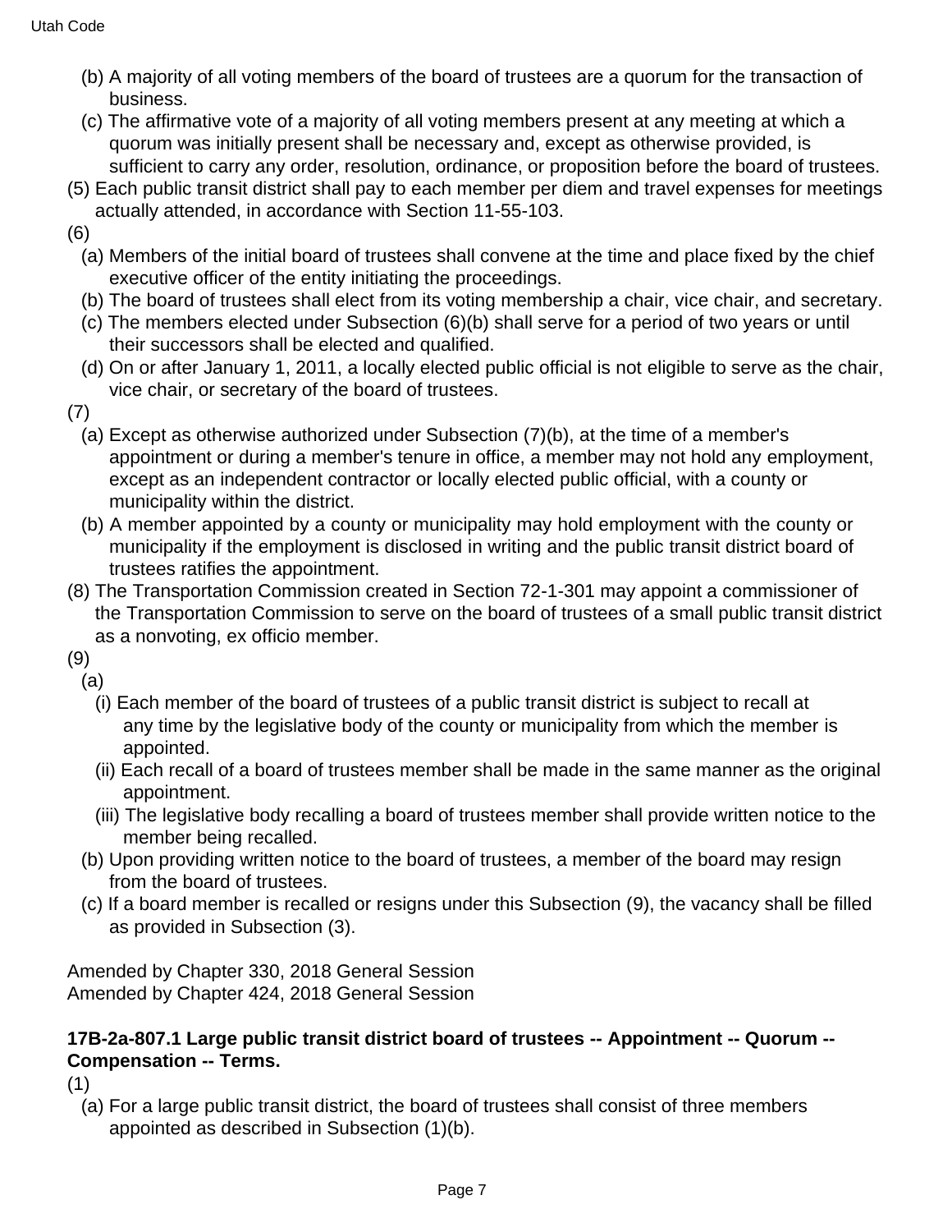(b) A majority of all voting members of the board of trustees are a quorum for the transaction of business.

(c) The affirmative vote of a majority of all voting members present at any meeting at which a quorum was initially present shall be necessary and, except as otherwise provided, is sufficient to carry any order, resolution, ordinance, or proposition before the board of trustees.

(5) Each public transit district shall pay to each member per diem and travel expenses for meetings actually attended, in accordance with Section 11-55-103.

(6)

(a) Members of the initial board of trustees shall convene at the time and place fixed by the chief executive officer of the entity initiating the proceedings.

(b) The board of trustees shall elect from its voting membership a chair, vice chair, and secretary.

(c) The members elected under Subsection (6)(b) shall serve for a period of two years or until their successors shall be elected and qualified.

(d) On or after January 1, 2011, a locally elected public official is not eligible to serve as the chair, vice chair, or secretary of the board of trustees.

(7)

(a) Except as otherwise authorized under Subsection (7)(b), at the time of a member's appointment or during a member's tenure in office, a member may not hold any employment, except as an independent contractor or locally elected public official, with a county or municipality within the district.

(b) A member appointed by a county or municipality may hold employment with the county or municipality if the employment is disclosed in writing and the public transit district board of trustees ratifies the appointment.

(8) The Transportation Commission created in Section 72-1-301 may appoint a commissioner of the Transportation Commission to serve on the board of trustees of a small public transit district as a nonvoting, ex officio member.

(9)

(a)

(i) Each member of the board of trustees of a public transit district is subject to recall at any time by the legislative body of the county or municipality from which the member is appointed.

(ii) Each recall of a board of trustees member shall be made in the same manner as the original appointment.

(iii) The legislative body recalling a board of trustees member shall provide written notice to the member being recalled.

(b) Upon providing written notice to the board of trustees, a member of the board may resign from the board of trustees.

(c) If a board member is recalled or resigns under this Subsection (9), the vacancy shall be filled as provided in Subsection (3).

Amended by Chapter 330, 2018 General Session
Amended by Chapter 424, 2018 General Session

**17B-2a-807.1 Large public transit district board of trustees -- Appointment -- Quorum -- Compensation -- Terms.**

(1)

(a) For a large public transit district, the board of trustees shall consist of three members appointed as described in Subsection (1)(b).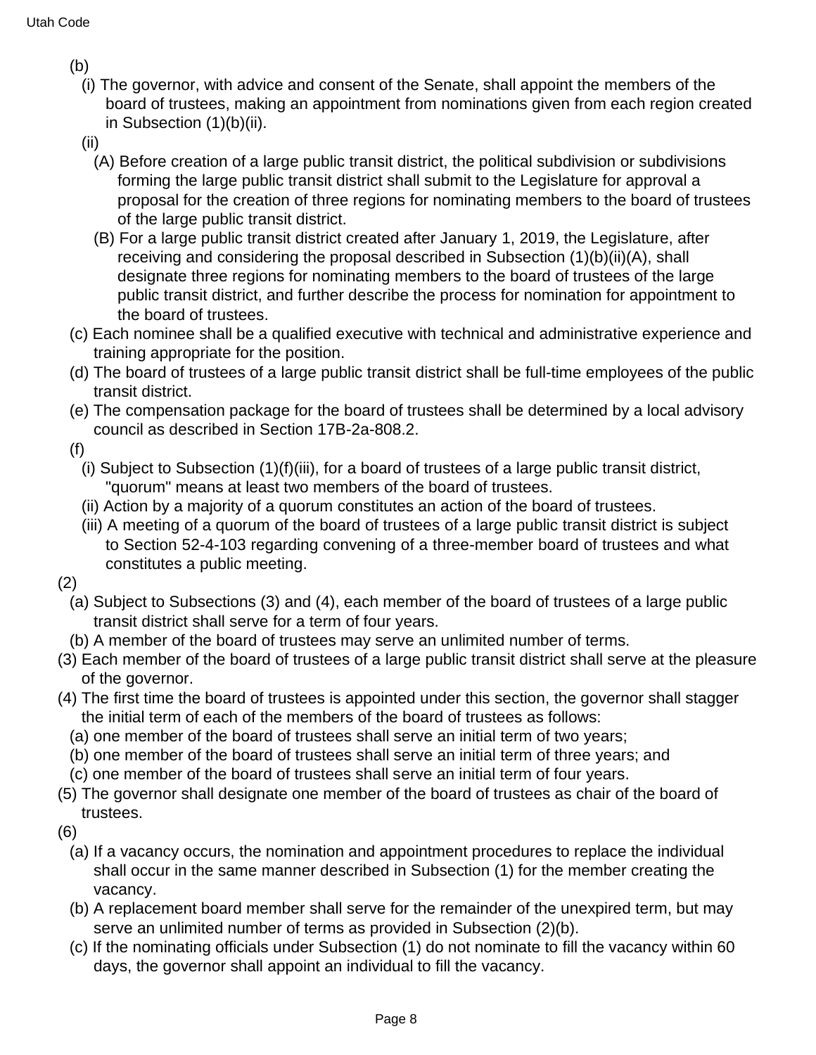(b)

(i) The governor, with advice and consent of the Senate, shall appoint the members of the board of trustees, making an appointment from nominations given from each region created in Subsection (1)(b)(ii).

(ii)

(A) Before creation of a large public transit district, the political subdivision or subdivisions forming the large public transit district shall submit to the Legislature for approval a proposal for the creation of three regions for nominating members to the board of trustees of the large public transit district.

(B) For a large public transit district created after January 1, 2019, the Legislature, after receiving and considering the proposal described in Subsection (1)(b)(ii)(A), shall designate three regions for nominating members to the board of trustees of the large public transit district, and further describe the process for nomination for appointment to the board of trustees.

(c) Each nominee shall be a qualified executive with technical and administrative experience and training appropriate for the position.

(d) The board of trustees of a large public transit district shall be full-time employees of the public transit district.

(e) The compensation package for the board of trustees shall be determined by a local advisory council as described in Section 17B-2a-808.2.

(f)

(i) Subject to Subsection (1)(f)(iii), for a board of trustees of a large public transit district, "quorum" means at least two members of the board of trustees.

(ii) Action by a majority of a quorum constitutes an action of the board of trustees.

(iii) A meeting of a quorum of the board of trustees of a large public transit district is subject to Section 52-4-103 regarding convening of a three-member board of trustees and what constitutes a public meeting.

(2)

(a) Subject to Subsections (3) and (4), each member of the board of trustees of a large public transit district shall serve for a term of four years.

(b) A member of the board of trustees may serve an unlimited number of terms.

(3) Each member of the board of trustees of a large public transit district shall serve at the pleasure of the governor.

(4) The first time the board of trustees is appointed under this section, the governor shall stagger the initial term of each of the members of the board of trustees as follows:

(a) one member of the board of trustees shall serve an initial term of two years;

(b) one member of the board of trustees shall serve an initial term of three years; and

(c) one member of the board of trustees shall serve an initial term of four years.

(5) The governor shall designate one member of the board of trustees as chair of the board of trustees.

(6)

(a) If a vacancy occurs, the nomination and appointment procedures to replace the individual shall occur in the same manner described in Subsection (1) for the member creating the vacancy.

(b) A replacement board member shall serve for the remainder of the unexpired term, but may serve an unlimited number of terms as provided in Subsection (2)(b).

(c) If the nominating officials under Subsection (1) do not nominate to fill the vacancy within 60 days, the governor shall appoint an individual to fill the vacancy.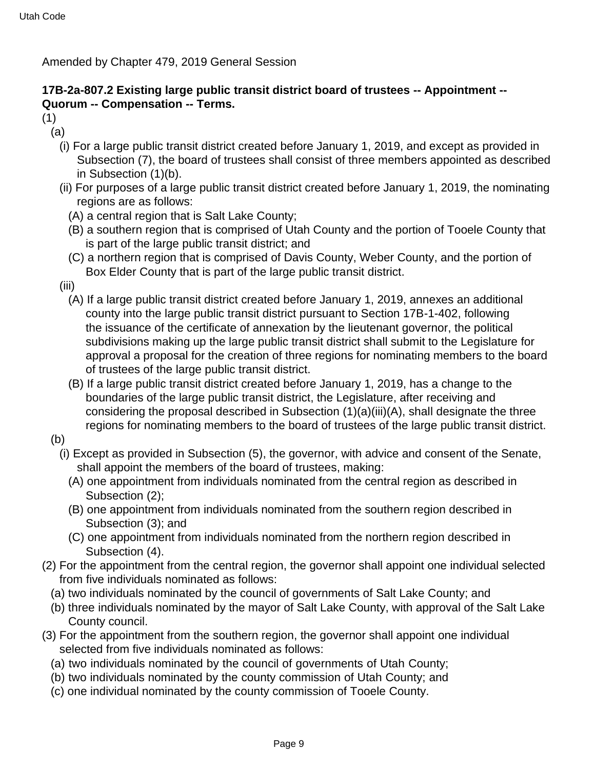Amended by Chapter 479, 2019 General Session

**17B-2a-807.2 Existing large public transit district board of trustees -- Appointment -- Quorum -- Compensation -- Terms.**

(1)

(a)

(i) For a large public transit district created before January 1, 2019, and except as provided in Subsection (7), the board of trustees shall consist of three members appointed as described in Subsection (1)(b).

(ii) For purposes of a large public transit district created before January 1, 2019, the nominating regions are as follows:

(A) a central region that is Salt Lake County;

(B) a southern region that is comprised of Utah County and the portion of Tooele County that is part of the large public transit district; and

(C) a northern region that is comprised of Davis County, Weber County, and the portion of Box Elder County that is part of the large public transit district.

(iii)

(A) If a large public transit district created before January 1, 2019, annexes an additional county into the large public transit district pursuant to Section 17B-1-402, following the issuance of the certificate of annexation by the lieutenant governor, the political subdivisions making up the large public transit district shall submit to the Legislature for approval a proposal for the creation of three regions for nominating members to the board of trustees of the large public transit district.

(B) If a large public transit district created before January 1, 2019, has a change to the boundaries of the large public transit district, the Legislature, after receiving and considering the proposal described in Subsection (1)(a)(iii)(A), shall designate the three regions for nominating members to the board of trustees of the large public transit district.

(b)

(i) Except as provided in Subsection (5), the governor, with advice and consent of the Senate, shall appoint the members of the board of trustees, making:

(A) one appointment from individuals nominated from the central region as described in Subsection (2);

(B) one appointment from individuals nominated from the southern region described in Subsection (3); and

(C) one appointment from individuals nominated from the northern region described in Subsection (4).

(2) For the appointment from the central region, the governor shall appoint one individual selected from five individuals nominated as follows:

(a) two individuals nominated by the council of governments of Salt Lake County; and

(b) three individuals nominated by the mayor of Salt Lake County, with approval of the Salt Lake County council.

(3) For the appointment from the southern region, the governor shall appoint one individual selected from five individuals nominated as follows:

(a) two individuals nominated by the council of governments of Utah County;

(b) two individuals nominated by the county commission of Utah County; and

(c) one individual nominated by the county commission of Tooele County.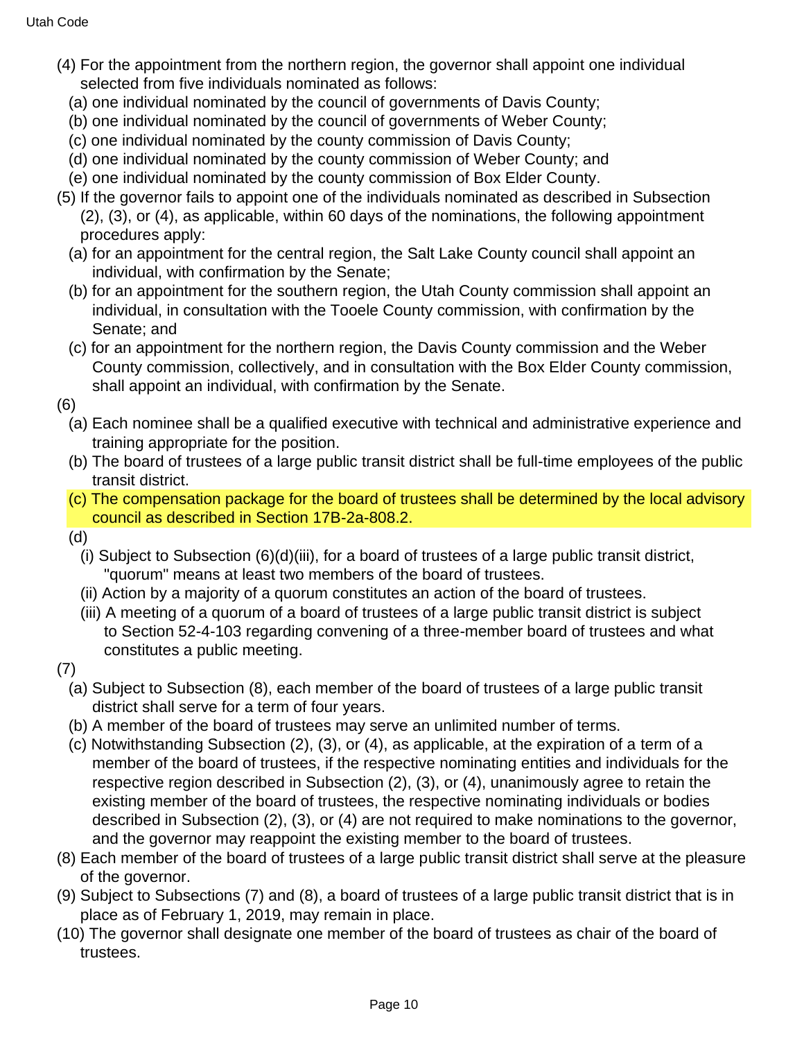(4) For the appointment from the northern region, the governor shall appoint one individual selected from five individuals nominated as follows:

(a) one individual nominated by the council of governments of Davis County;

(b) one individual nominated by the council of governments of Weber County;

(c) one individual nominated by the county commission of Davis County;

(d) one individual nominated by the county commission of Weber County; and

(e) one individual nominated by the county commission of Box Elder County.

(5) If the governor fails to appoint one of the individuals nominated as described in Subsection (2), (3), or (4), as applicable, within 60 days of the nominations, the following appointment procedures apply:

(a) for an appointment for the central region, the Salt Lake County council shall appoint an individual, with confirmation by the Senate;

(b) for an appointment for the southern region, the Utah County commission shall appoint an individual, in consultation with the Tooele County commission, with confirmation by the Senate; and

(c) for an appointment for the northern region, the Davis County commission and the Weber County commission, collectively, and in consultation with the Box Elder County commission, shall appoint an individual, with confirmation by the Senate.

(6)

(a) Each nominee shall be a qualified executive with technical and administrative experience and training appropriate for the position.

(b) The board of trustees of a large public transit district shall be full-time employees of the public transit district.

(c) The compensation package for the board of trustees shall be determined by the local advisory council as described in Section 17B-2a-808.2.

(d)

(i) Subject to Subsection (6)(d)(iii), for a board of trustees of a large public transit district, "quorum" means at least two members of the board of trustees.

(ii) Action by a majority of a quorum constitutes an action of the board of trustees.

(iii) A meeting of a quorum of a board of trustees of a large public transit district is subject to Section 52-4-103 regarding convening of a three-member board of trustees and what constitutes a public meeting.

(7)

(a) Subject to Subsection (8), each member of the board of trustees of a large public transit district shall serve for a term of four years.

(b) A member of the board of trustees may serve an unlimited number of terms.

(c) Notwithstanding Subsection (2), (3), or (4), as applicable, at the expiration of a term of a member of the board of trustees, if the respective nominating entities and individuals for the respective region described in Subsection (2), (3), or (4), unanimously agree to retain the existing member of the board of trustees, the respective nominating individuals or bodies described in Subsection (2), (3), or (4) are not required to make nominations to the governor, and the governor may reappoint the existing member to the board of trustees.

(8) Each member of the board of trustees of a large public transit district shall serve at the pleasure of the governor.

(9) Subject to Subsections (7) and (8), a board of trustees of a large public transit district that is in place as of February 1, 2019, may remain in place.

(10) The governor shall designate one member of the board of trustees as chair of the board of trustees.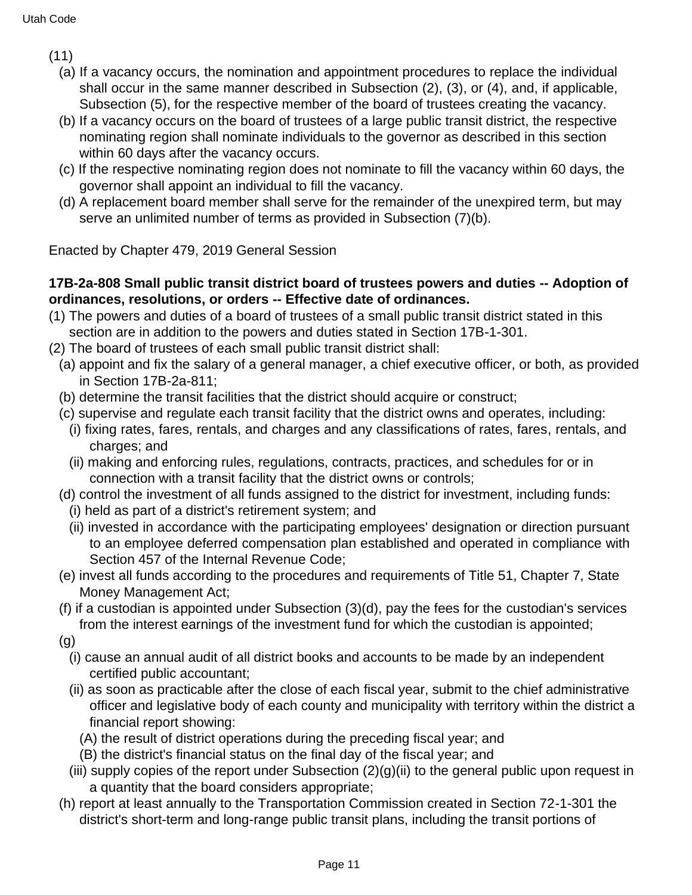(11)

(a) If a vacancy occurs, the nomination and appointment procedures to replace the individual shall occur in the same manner described in Subsection (2), (3), or (4), and, if applicable, Subsection (5), for the respective member of the board of trustees creating the vacancy.

(b) If a vacancy occurs on the board of trustees of a large public transit district, the respective nominating region shall nominate individuals to the governor as described in this section within 60 days after the vacancy occurs.

(c) If the respective nominating region does not nominate to fill the vacancy within 60 days, the governor shall appoint an individual to fill the vacancy.

(d) A replacement board member shall serve for the remainder of the unexpired term, but may serve an unlimited number of terms as provided in Subsection (7)(b).

Enacted by Chapter 479, 2019 General Session

**17B-2a-808 Small public transit district board of trustees powers and duties -- Adoption of ordinances, resolutions, or orders -- Effective date of ordinances.**

(1) The powers and duties of a board of trustees of a small public transit district stated in this section are in addition to the powers and duties stated in Section 17B-1-301.

(2) The board of trustees of each small public transit district shall:

(a) appoint and fix the salary of a general manager, a chief executive officer, or both, as provided in Section 17B-2a-811;

(b) determine the transit facilities that the district should acquire or construct;

(c) supervise and regulate each transit facility that the district owns and operates, including:

(i) fixing rates, fares, rentals, and charges and any classifications of rates, fares, rentals, and charges; and

(ii) making and enforcing rules, regulations, contracts, practices, and schedules for or in connection with a transit facility that the district owns or controls;

(d) control the investment of all funds assigned to the district for investment, including funds:

(i) held as part of a district's retirement system; and

(ii) invested in accordance with the participating employees' designation or direction pursuant to an employee deferred compensation plan established and operated in compliance with Section 457 of the Internal Revenue Code;

(e) invest all funds according to the procedures and requirements of Title 51, Chapter 7, State Money Management Act;

(f) if a custodian is appointed under Subsection (3)(d), pay the fees for the custodian's services from the interest earnings of the investment fund for which the custodian is appointed;

(g)

(i) cause an annual audit of all district books and accounts to be made by an independent certified public accountant;

(ii) as soon as practicable after the close of each fiscal year, submit to the chief administrative officer and legislative body of each county and municipality with territory within the district a financial report showing:

(A) the result of district operations during the preceding fiscal year; and

(B) the district's financial status on the final day of the fiscal year; and

(iii) supply copies of the report under Subsection (2)(g)(ii) to the general public upon request in a quantity that the board considers appropriate;

(h) report at least annually to the Transportation Commission created in Section 72-1-301 the district's short-term and long-range public transit plans, including the transit portions of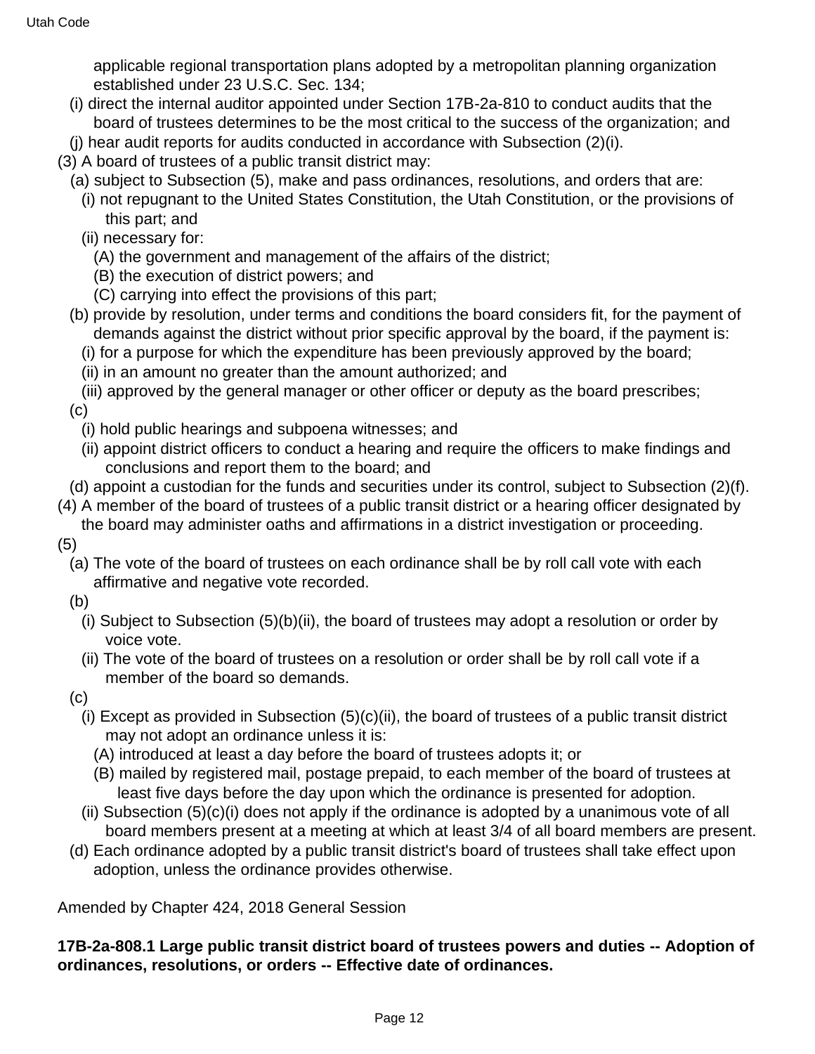applicable regional transportation plans adopted by a metropolitan planning organization established under 23 U.S.C. Sec. 134;

(i) direct the internal auditor appointed under Section 17B-2a-810 to conduct audits that the board of trustees determines to be the most critical to the success of the organization; and

(j) hear audit reports for audits conducted in accordance with Subsection (2)(i).

(3) A board of trustees of a public transit district may:

(a) subject to Subsection (5), make and pass ordinances, resolutions, and orders that are:

(i) not repugnant to the United States Constitution, the Utah Constitution, or the provisions of this part; and

(ii) necessary for:

(A) the government and management of the affairs of the district;

(B) the execution of district powers; and

(C) carrying into effect the provisions of this part;

(b) provide by resolution, under terms and conditions the board considers fit, for the payment of demands against the district without prior specific approval by the board, if the payment is:

(i) for a purpose for which the expenditure has been previously approved by the board;

(ii) in an amount no greater than the amount authorized; and

(iii) approved by the general manager or other officer or deputy as the board prescribes;

(c)

(i) hold public hearings and subpoena witnesses; and

(ii) appoint district officers to conduct a hearing and require the officers to make findings and conclusions and report them to the board; and

(d) appoint a custodian for the funds and securities under its control, subject to Subsection (2)(f).

(4) A member of the board of trustees of a public transit district or a hearing officer designated by the board may administer oaths and affirmations in a district investigation or proceeding.

(5)

(a) The vote of the board of trustees on each ordinance shall be by roll call vote with each affirmative and negative vote recorded.

(b)

(i) Subject to Subsection (5)(b)(ii), the board of trustees may adopt a resolution or order by voice vote.

(ii) The vote of the board of trustees on a resolution or order shall be by roll call vote if a member of the board so demands.

(c)

(i) Except as provided in Subsection (5)(c)(ii), the board of trustees of a public transit district may not adopt an ordinance unless it is:

(A) introduced at least a day before the board of trustees adopts it; or

(B) mailed by registered mail, postage prepaid, to each member of the board of trustees at least five days before the day upon which the ordinance is presented for adoption.

(ii) Subsection (5)(c)(i) does not apply if the ordinance is adopted by a unanimous vote of all board members present at a meeting at which at least 3/4 of all board members are present.

(d) Each ordinance adopted by a public transit district's board of trustees shall take effect upon adoption, unless the ordinance provides otherwise.

Amended by Chapter 424, 2018 General Session

**17B-2a-808.1 Large public transit district board of trustees powers and duties -- Adoption of ordinances, resolutions, or orders -- Effective date of ordinances.**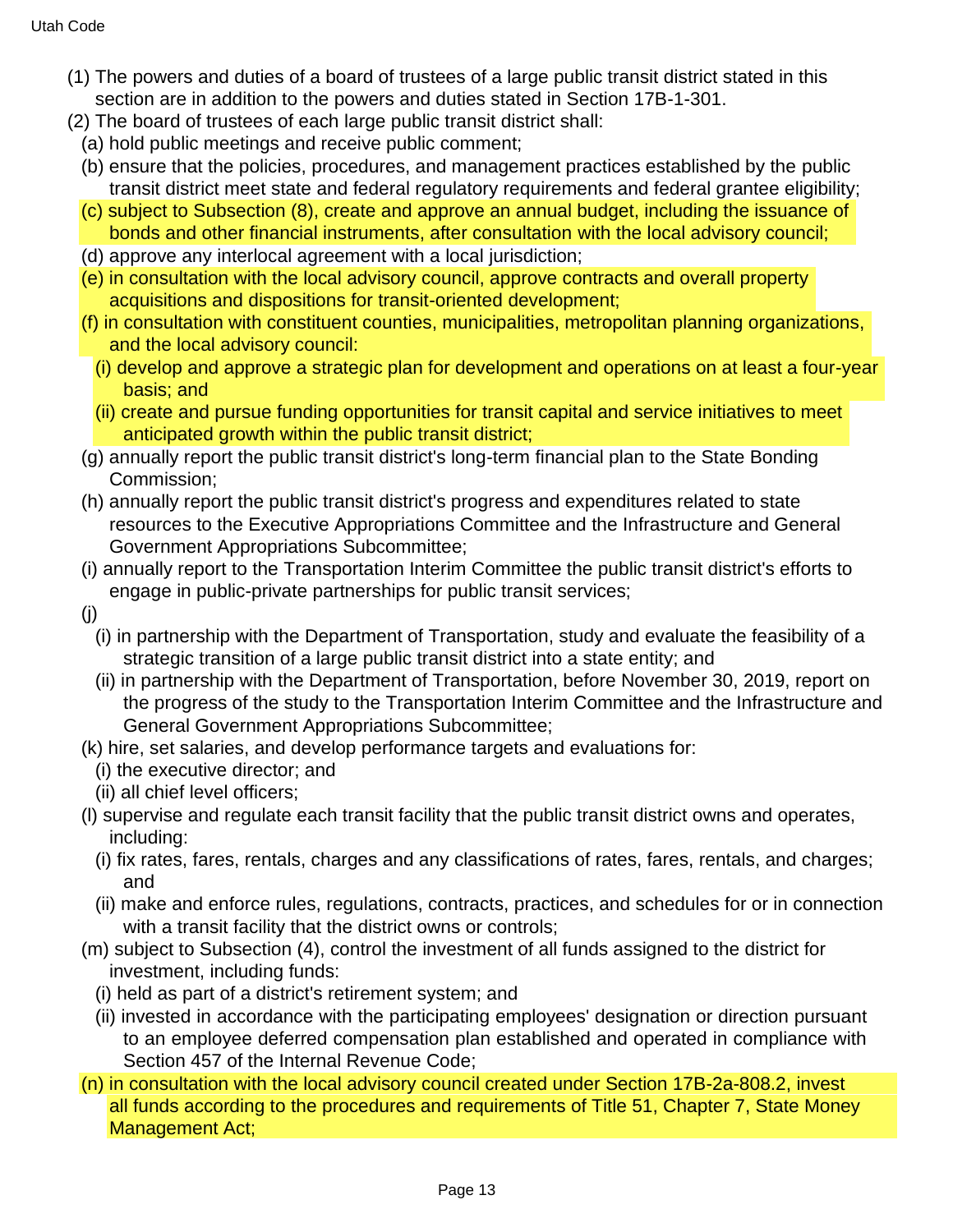(1) The powers and duties of a board of trustees of a large public transit district stated in this section are in addition to the powers and duties stated in Section 17B-1-301.

(2) The board of trustees of each large public transit district shall:

(a) hold public meetings and receive public comment;

(b) ensure that the policies, procedures, and management practices established by the public transit district meet state and federal regulatory requirements and federal grantee eligibility;

(c) subject to Subsection (8), create and approve an annual budget, including the issuance of bonds and other financial instruments, after consultation with the local advisory council;

(d) approve any interlocal agreement with a local jurisdiction;

(e) in consultation with the local advisory council, approve contracts and overall property acquisitions and dispositions for transit-oriented development;

(f) in consultation with constituent counties, municipalities, metropolitan planning organizations, and the local advisory council:

(i) develop and approve a strategic plan for development and operations on at least a four-year basis; and

(ii) create and pursue funding opportunities for transit capital and service initiatives to meet anticipated growth within the public transit district;

(g) annually report the public transit district's long-term financial plan to the State Bonding Commission;

(h) annually report the public transit district's progress and expenditures related to state resources to the Executive Appropriations Committee and the Infrastructure and General Government Appropriations Subcommittee;

(i) annually report to the Transportation Interim Committee the public transit district's efforts to engage in public-private partnerships for public transit services;

(j)

(i) in partnership with the Department of Transportation, study and evaluate the feasibility of a strategic transition of a large public transit district into a state entity; and

(ii) in partnership with the Department of Transportation, before November 30, 2019, report on the progress of the study to the Transportation Interim Committee and the Infrastructure and General Government Appropriations Subcommittee;

(k) hire, set salaries, and develop performance targets and evaluations for:

(i) the executive director; and

(ii) all chief level officers;

(l) supervise and regulate each transit facility that the public transit district owns and operates, including:

(i) fix rates, fares, rentals, charges and any classifications of rates, fares, rentals, and charges; and

(ii) make and enforce rules, regulations, contracts, practices, and schedules for or in connection with a transit facility that the district owns or controls;

(m) subject to Subsection (4), control the investment of all funds assigned to the district for investment, including funds:

(i) held as part of a district's retirement system; and

(ii) invested in accordance with the participating employees' designation or direction pursuant to an employee deferred compensation plan established and operated in compliance with Section 457 of the Internal Revenue Code;

(n) in consultation with the local advisory council created under Section 17B-2a-808.2, invest all funds according to the procedures and requirements of Title 51, Chapter 7, State Money Management Act;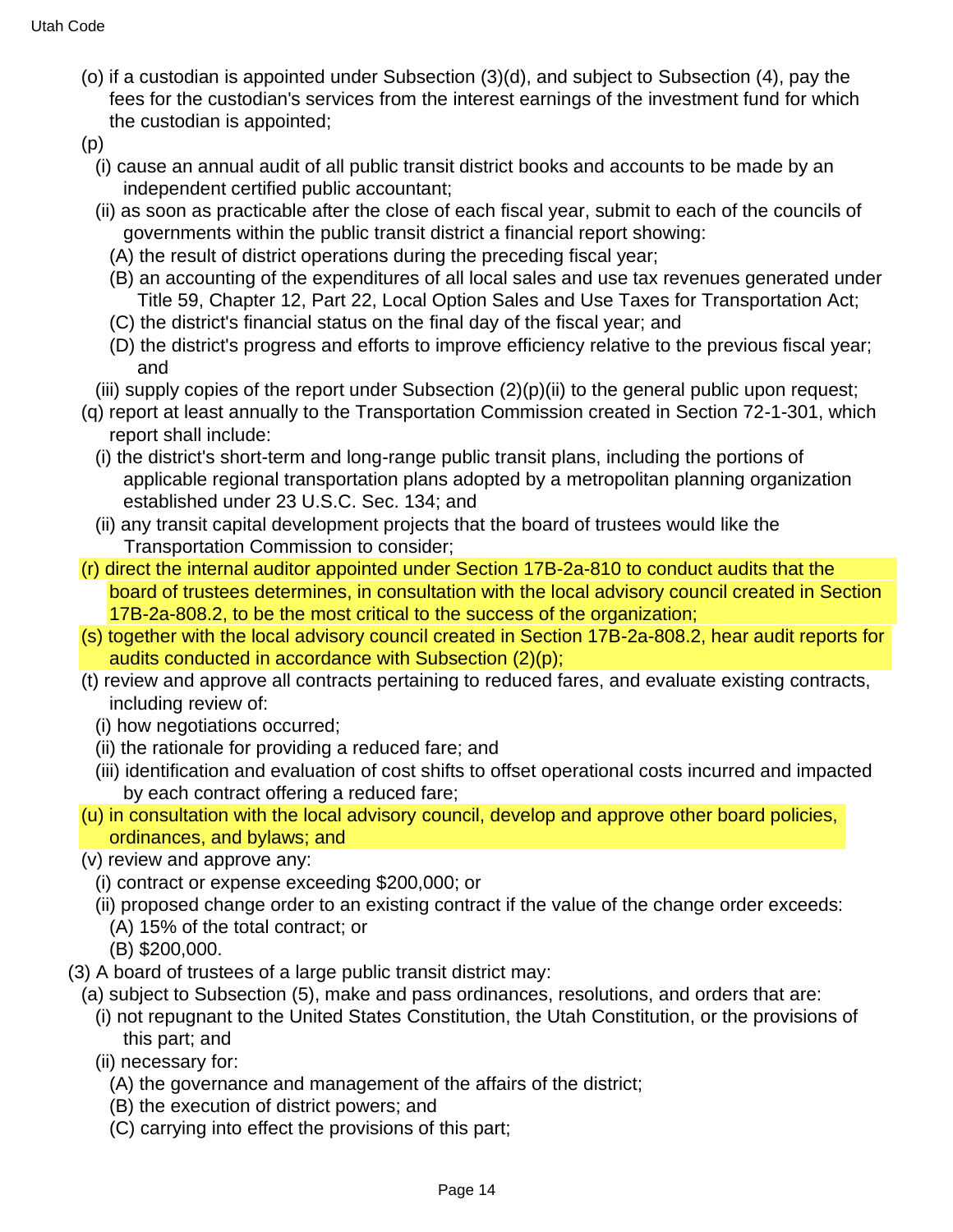(o) if a custodian is appointed under Subsection (3)(d), and subject to Subsection (4), pay the fees for the custodian's services from the interest earnings of the investment fund for which the custodian is appointed;

(p)

(i) cause an annual audit of all public transit district books and accounts to be made by an independent certified public accountant;

(ii) as soon as practicable after the close of each fiscal year, submit to each of the councils of governments within the public transit district a financial report showing:

(A) the result of district operations during the preceding fiscal year;

(B) an accounting of the expenditures of all local sales and use tax revenues generated under Title 59, Chapter 12, Part 22, Local Option Sales and Use Taxes for Transportation Act;

(C) the district's financial status on the final day of the fiscal year; and

(D) the district's progress and efforts to improve efficiency relative to the previous fiscal year; and

(iii) supply copies of the report under Subsection (2)(p)(ii) to the general public upon request;

(q) report at least annually to the Transportation Commission created in Section 72-1-301, which report shall include:

(i) the district's short-term and long-range public transit plans, including the portions of applicable regional transportation plans adopted by a metropolitan planning organization established under 23 U.S.C. Sec. 134; and

(ii) any transit capital development projects that the board of trustees would like the Transportation Commission to consider;

(r) direct the internal auditor appointed under Section 17B-2a-810 to conduct audits that the board of trustees determines, in consultation with the local advisory council created in Section 17B-2a-808.2, to be the most critical to the success of the organization;

(s) together with the local advisory council created in Section 17B-2a-808.2, hear audit reports for audits conducted in accordance with Subsection (2)(p);

(t) review and approve all contracts pertaining to reduced fares, and evaluate existing contracts, including review of:

(i) how negotiations occurred;

(ii) the rationale for providing a reduced fare; and

(iii) identification and evaluation of cost shifts to offset operational costs incurred and impacted by each contract offering a reduced fare;

(u) in consultation with the local advisory council, develop and approve other board policies, ordinances, and bylaws; and

(v) review and approve any:

(i) contract or expense exceeding $200,000; or

(ii) proposed change order to an existing contract if the value of the change order exceeds:

(A) 15% of the total contract; or

(B) $200,000.

(3) A board of trustees of a large public transit district may:

(a) subject to Subsection (5), make and pass ordinances, resolutions, and orders that are:

(i) not repugnant to the United States Constitution, the Utah Constitution, or the provisions of this part; and

(ii) necessary for:

(A) the governance and management of the affairs of the district;

(B) the execution of district powers; and

(C) carrying into effect the provisions of this part;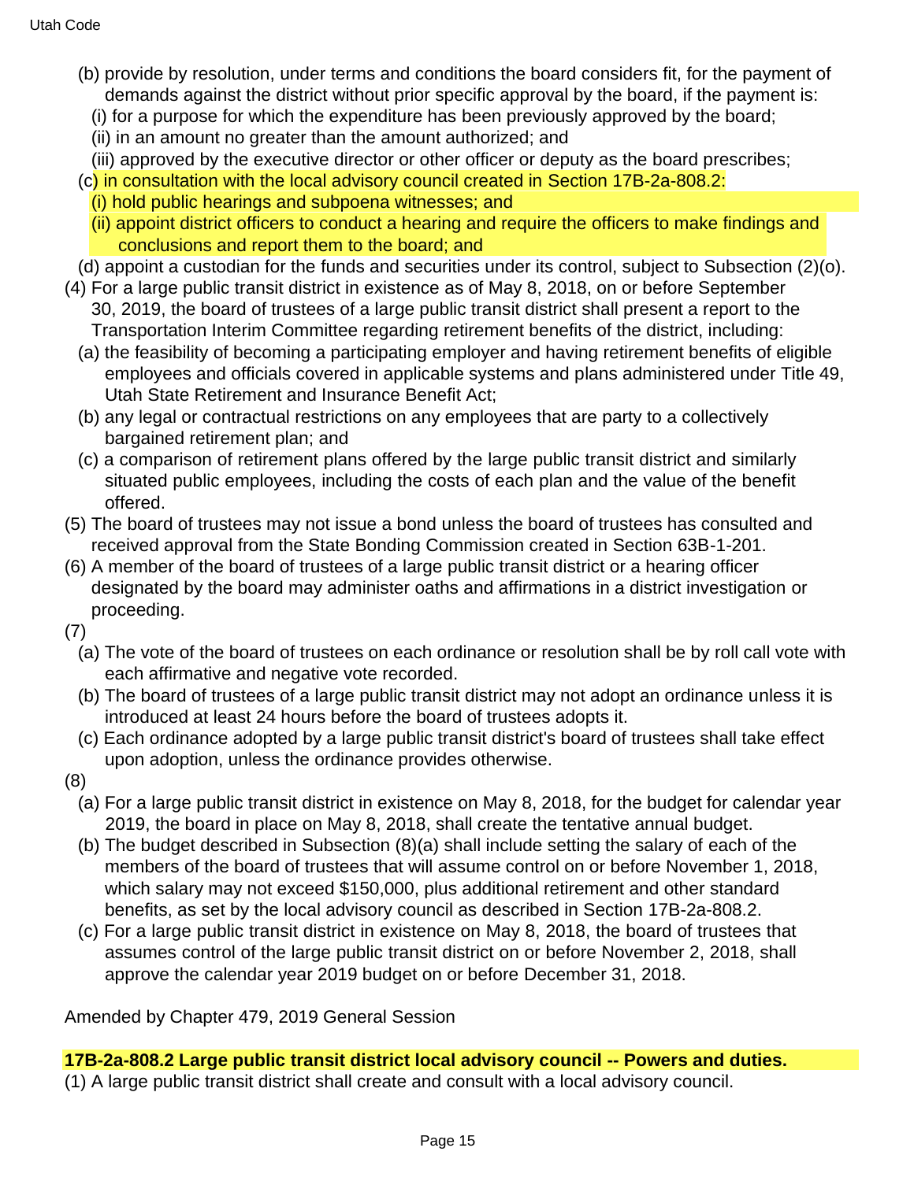(b) provide by resolution, under terms and conditions the board considers fit, for the payment of demands against the district without prior specific approval by the board, if the payment is:

(i) for a purpose for which the expenditure has been previously approved by the board;

(ii) in an amount no greater than the amount authorized; and

(iii) approved by the executive director or other officer or deputy as the board prescribes;

(c) in consultation with the local advisory council created in Section 17B-2a-808.2:

(i) hold public hearings and subpoena witnesses; and

(ii) appoint district officers to conduct a hearing and require the officers to make findings and conclusions and report them to the board; and

(d) appoint a custodian for the funds and securities under its control, subject to Subsection (2)(o).

(4) For a large public transit district in existence as of May 8, 2018, on or before September 30, 2019, the board of trustees of a large public transit district shall present a report to the Transportation Interim Committee regarding retirement benefits of the district, including:

(a) the feasibility of becoming a participating employer and having retirement benefits of eligible employees and officials covered in applicable systems and plans administered under Title 49, Utah State Retirement and Insurance Benefit Act;

(b) any legal or contractual restrictions on any employees that are party to a collectively bargained retirement plan; and

(c) a comparison of retirement plans offered by the large public transit district and similarly situated public employees, including the costs of each plan and the value of the benefit offered.

(5) The board of trustees may not issue a bond unless the board of trustees has consulted and received approval from the State Bonding Commission created in Section 63B-1-201.

(6) A member of the board of trustees of a large public transit district or a hearing officer designated by the board may administer oaths and affirmations in a district investigation or proceeding.

(7)

(a) The vote of the board of trustees on each ordinance or resolution shall be by roll call vote with each affirmative and negative vote recorded.

(b) The board of trustees of a large public transit district may not adopt an ordinance unless it is introduced at least 24 hours before the board of trustees adopts it.

(c) Each ordinance adopted by a large public transit district's board of trustees shall take effect upon adoption, unless the ordinance provides otherwise.

(8)

(a) For a large public transit district in existence on May 8, 2018, for the budget for calendar year 2019, the board in place on May 8, 2018, shall create the tentative annual budget.

(b) The budget described in Subsection (8)(a) shall include setting the salary of each of the members of the board of trustees that will assume control on or before November 1, 2018, which salary may not exceed $150,000, plus additional retirement and other standard benefits, as set by the local advisory council as described in Section 17B-2a-808.2.

(c) For a large public transit district in existence on May 8, 2018, the board of trustees that assumes control of the large public transit district on or before November 2, 2018, shall approve the calendar year 2019 budget on or before December 31, 2018.

Amended by Chapter 479, 2019 General Session

**17B-2a-808.2 Large public transit district local advisory council -- Powers and duties.**

(1) A large public transit district shall create and consult with a local advisory council.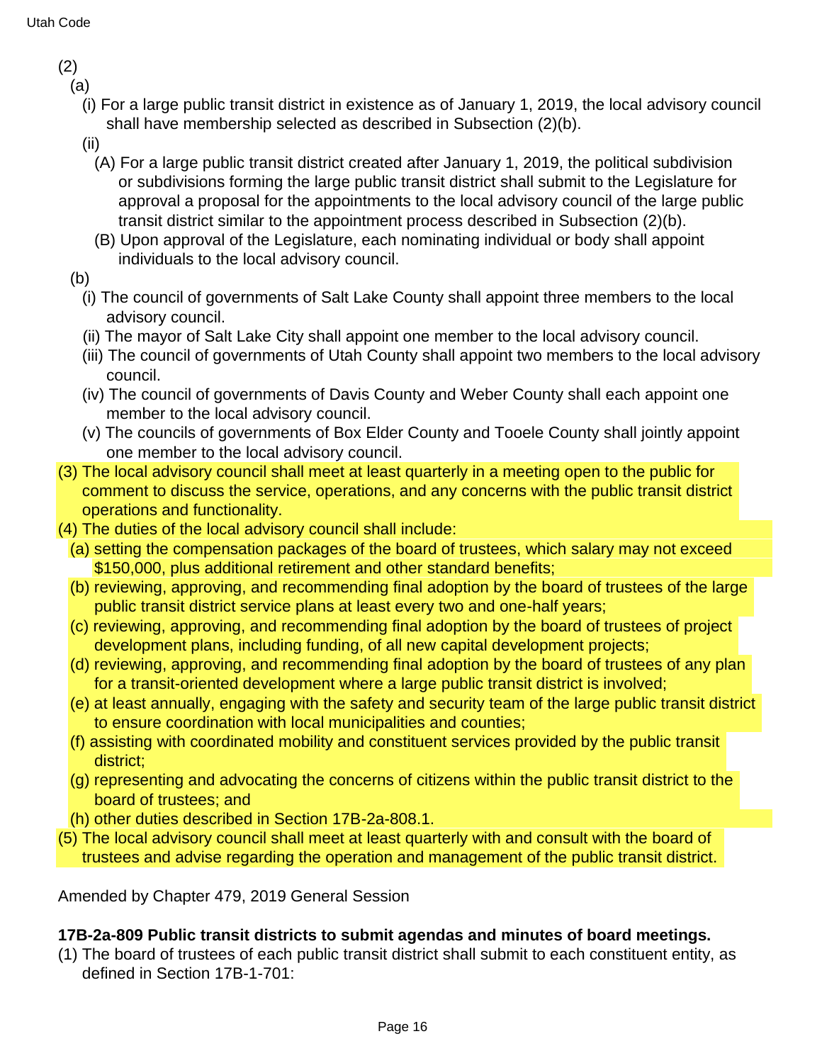(2)

(a)

(i) For a large public transit district in existence as of January 1, 2019, the local advisory council shall have membership selected as described in Subsection (2)(b).

(ii)

(A) For a large public transit district created after January 1, 2019, the political subdivision or subdivisions forming the large public transit district shall submit to the Legislature for approval a proposal for the appointments to the local advisory council of the large public transit district similar to the appointment process described in Subsection (2)(b).

(B) Upon approval of the Legislature, each nominating individual or body shall appoint individuals to the local advisory council.

(b)

(i) The council of governments of Salt Lake County shall appoint three members to the local advisory council.

(ii) The mayor of Salt Lake City shall appoint one member to the local advisory council.

(iii) The council of governments of Utah County shall appoint two members to the local advisory council.

(iv) The council of governments of Davis County and Weber County shall each appoint one member to the local advisory council.

(v) The councils of governments of Box Elder County and Tooele County shall jointly appoint one member to the local advisory council.

(3) The local advisory council shall meet at least quarterly in a meeting open to the public for comment to discuss the service, operations, and any concerns with the public transit district operations and functionality.

(4) The duties of the local advisory council shall include:

(a) setting the compensation packages of the board of trustees, which salary may not exceed $150,000, plus additional retirement and other standard benefits;

(b) reviewing, approving, and recommending final adoption by the board of trustees of the large public transit district service plans at least every two and one-half years;

(c) reviewing, approving, and recommending final adoption by the board of trustees of project development plans, including funding, of all new capital development projects;

(d) reviewing, approving, and recommending final adoption by the board of trustees of any plan for a transit-oriented development where a large public transit district is involved;

(e) at least annually, engaging with the safety and security team of the large public transit district to ensure coordination with local municipalities and counties;

(f) assisting with coordinated mobility and constituent services provided by the public transit district;

(g) representing and advocating the concerns of citizens within the public transit district to the board of trustees; and

(h) other duties described in Section 17B-2a-808.1.

(5) The local advisory council shall meet at least quarterly with and consult with the board of trustees and advise regarding the operation and management of the public transit district.

Amended by Chapter 479, 2019 General Session

**17B-2a-809 Public transit districts to submit agendas and minutes of board meetings.**

(1) The board of trustees of each public transit district shall submit to each constituent entity, as defined in Section 17B-1-701: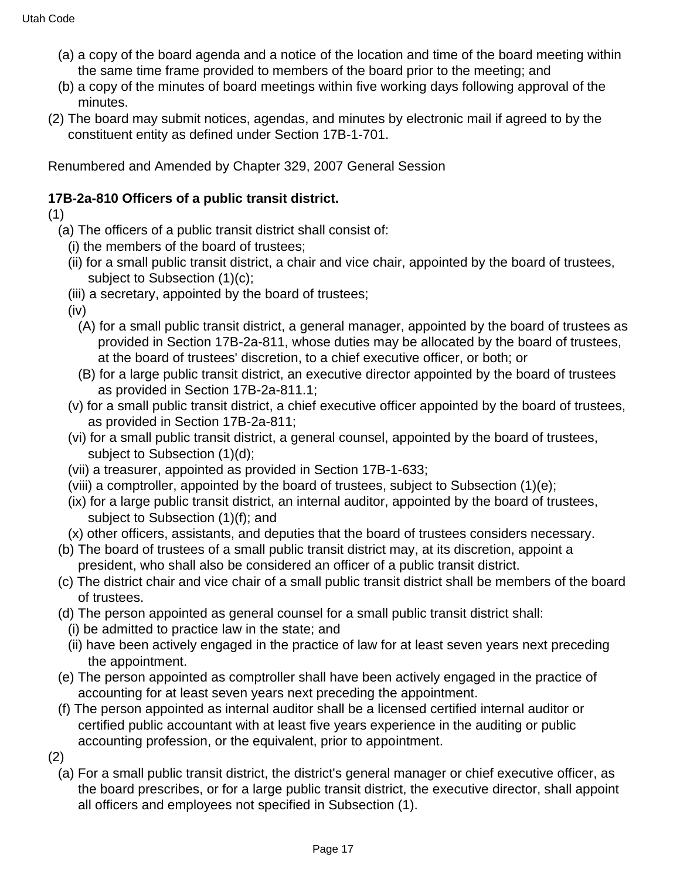(a) a copy of the board agenda and a notice of the location and time of the board meeting within the same time frame provided to members of the board prior to the meeting; and

(b) a copy of the minutes of board meetings within five working days following approval of the minutes.

(2) The board may submit notices, agendas, and minutes by electronic mail if agreed to by the constituent entity as defined under Section 17B-1-701.

Renumbered and Amended by Chapter 329, 2007 General Session

**17B-2a-810 Officers of a public transit district.**

(1)

(a) The officers of a public transit district shall consist of:

(i) the members of the board of trustees;

(ii) for a small public transit district, a chair and vice chair, appointed by the board of trustees, subject to Subsection (1)(c);

(iii) a secretary, appointed by the board of trustees;

(iv)

(A) for a small public transit district, a general manager, appointed by the board of trustees as provided in Section 17B-2a-811, whose duties may be allocated by the board of trustees, at the board of trustees' discretion, to a chief executive officer, or both; or

(B) for a large public transit district, an executive director appointed by the board of trustees as provided in Section 17B-2a-811.1;

(v) for a small public transit district, a chief executive officer appointed by the board of trustees, as provided in Section 17B-2a-811;

(vi) for a small public transit district, a general counsel, appointed by the board of trustees, subject to Subsection (1)(d);

(vii) a treasurer, appointed as provided in Section 17B-1-633;

(viii) a comptroller, appointed by the board of trustees, subject to Subsection (1)(e);

(ix) for a large public transit district, an internal auditor, appointed by the board of trustees, subject to Subsection (1)(f); and

(x) other officers, assistants, and deputies that the board of trustees considers necessary.

(b) The board of trustees of a small public transit district may, at its discretion, appoint a president, who shall also be considered an officer of a public transit district.

(c) The district chair and vice chair of a small public transit district shall be members of the board of trustees.

(d) The person appointed as general counsel for a small public transit district shall:

(i) be admitted to practice law in the state; and

(ii) have been actively engaged in the practice of law for at least seven years next preceding the appointment.

(e) The person appointed as comptroller shall have been actively engaged in the practice of accounting for at least seven years next preceding the appointment.

(f) The person appointed as internal auditor shall be a licensed certified internal auditor or certified public accountant with at least five years experience in the auditing or public accounting profession, or the equivalent, prior to appointment.

(2)

(a) For a small public transit district, the district's general manager or chief executive officer, as the board prescribes, or for a large public transit district, the executive director, shall appoint all officers and employees not specified in Subsection (1).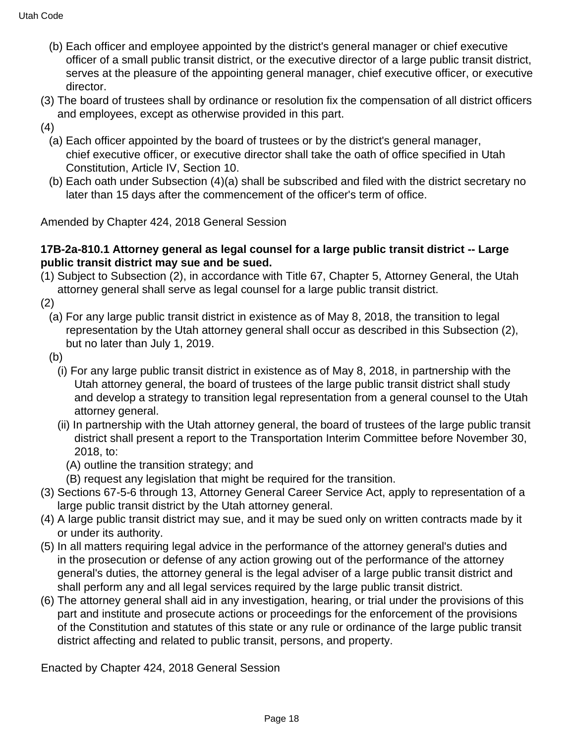(b) Each officer and employee appointed by the district's general manager or chief executive officer of a small public transit district, or the executive director of a large public transit district, serves at the pleasure of the appointing general manager, chief executive officer, or executive director.

(3) The board of trustees shall by ordinance or resolution fix the compensation of all district officers and employees, except as otherwise provided in this part.

(4)

(a) Each officer appointed by the board of trustees or by the district's general manager, chief executive officer, or executive director shall take the oath of office specified in Utah Constitution, Article IV, Section 10.

(b) Each oath under Subsection (4)(a) shall be subscribed and filed with the district secretary no later than 15 days after the commencement of the officer's term of office.

Amended by Chapter 424, 2018 General Session

**17B-2a-810.1 Attorney general as legal counsel for a large public transit district -- Large public transit district may sue and be sued.**

(1) Subject to Subsection (2), in accordance with Title 67, Chapter 5, Attorney General, the Utah attorney general shall serve as legal counsel for a large public transit district.

(2)

(a) For any large public transit district in existence as of May 8, 2018, the transition to legal representation by the Utah attorney general shall occur as described in this Subsection (2), but no later than July 1, 2019.

(b)

(i) For any large public transit district in existence as of May 8, 2018, in partnership with the Utah attorney general, the board of trustees of the large public transit district shall study and develop a strategy to transition legal representation from a general counsel to the Utah attorney general.

(ii) In partnership with the Utah attorney general, the board of trustees of the large public transit district shall present a report to the Transportation Interim Committee before November 30, 2018, to:

(A) outline the transition strategy; and

(B) request any legislation that might be required for the transition.

(3) Sections 67-5-6 through 13, Attorney General Career Service Act, apply to representation of a large public transit district by the Utah attorney general.

(4) A large public transit district may sue, and it may be sued only on written contracts made by it or under its authority.

(5) In all matters requiring legal advice in the performance of the attorney general's duties and in the prosecution or defense of any action growing out of the performance of the attorney general's duties, the attorney general is the legal adviser of a large public transit district and shall perform any and all legal services required by the large public transit district.

(6) The attorney general shall aid in any investigation, hearing, or trial under the provisions of this part and institute and prosecute actions or proceedings for the enforcement of the provisions of the Constitution and statutes of this state or any rule or ordinance of the large public transit district affecting and related to public transit, persons, and property.

Enacted by Chapter 424, 2018 General Session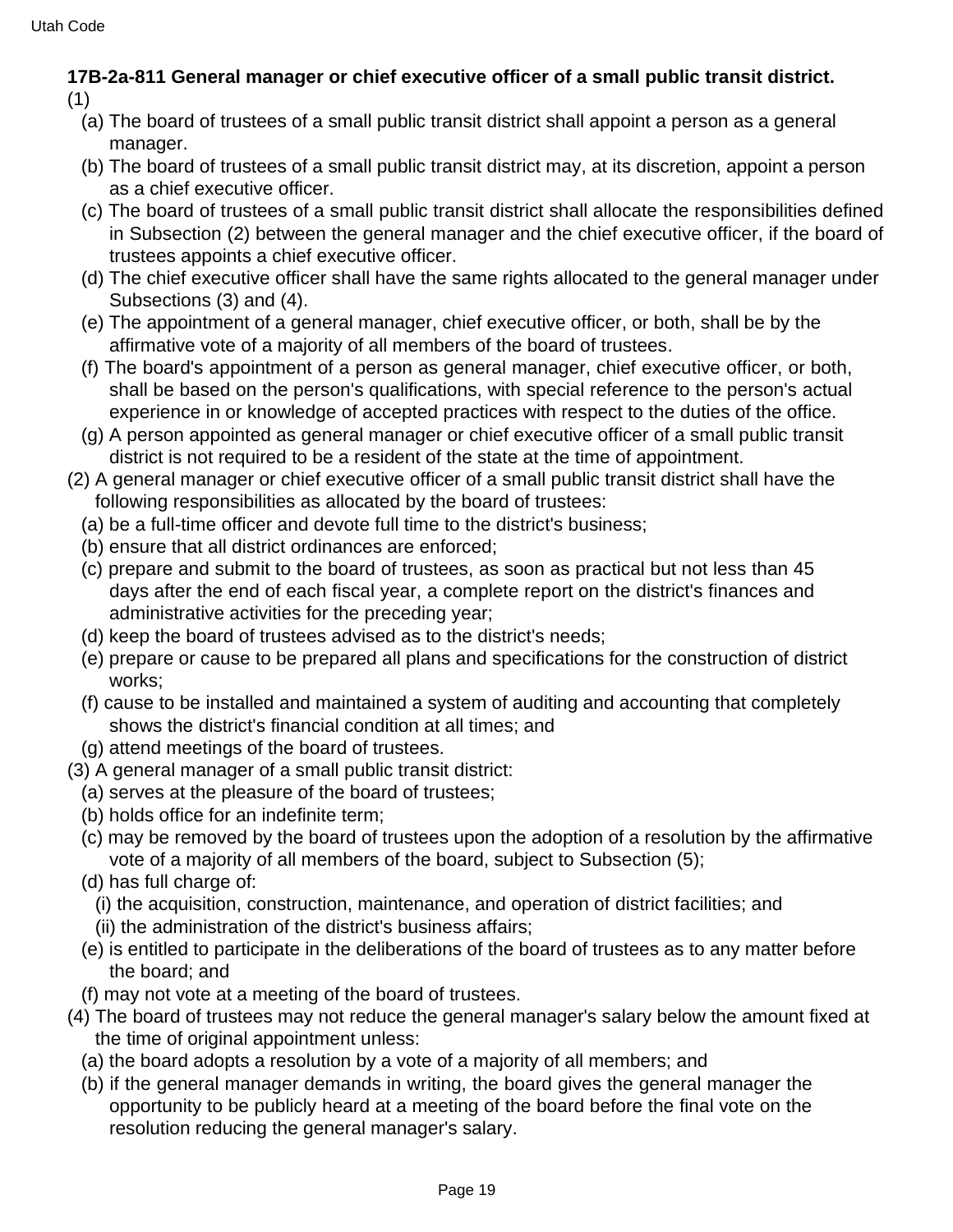**17B-2a-811 General manager or chief executive officer of a small public transit district.**

(1)

(a) The board of trustees of a small public transit district shall appoint a person as a general manager.

(b) The board of trustees of a small public transit district may, at its discretion, appoint a person as a chief executive officer.

(c) The board of trustees of a small public transit district shall allocate the responsibilities defined in Subsection (2) between the general manager and the chief executive officer, if the board of trustees appoints a chief executive officer.

(d) The chief executive officer shall have the same rights allocated to the general manager under Subsections (3) and (4).

(e) The appointment of a general manager, chief executive officer, or both, shall be by the affirmative vote of a majority of all members of the board of trustees.

(f) The board's appointment of a person as general manager, chief executive officer, or both, shall be based on the person's qualifications, with special reference to the person's actual experience in or knowledge of accepted practices with respect to the duties of the office.

(g) A person appointed as general manager or chief executive officer of a small public transit district is not required to be a resident of the state at the time of appointment.

(2) A general manager or chief executive officer of a small public transit district shall have the following responsibilities as allocated by the board of trustees:

(a) be a full-time officer and devote full time to the district's business;

(b) ensure that all district ordinances are enforced;

(c) prepare and submit to the board of trustees, as soon as practical but not less than 45 days after the end of each fiscal year, a complete report on the district's finances and administrative activities for the preceding year;

(d) keep the board of trustees advised as to the district's needs;

(e) prepare or cause to be prepared all plans and specifications for the construction of district works;

(f) cause to be installed and maintained a system of auditing and accounting that completely shows the district's financial condition at all times; and

(g) attend meetings of the board of trustees.

(3) A general manager of a small public transit district:

(a) serves at the pleasure of the board of trustees;

(b) holds office for an indefinite term;

(c) may be removed by the board of trustees upon the adoption of a resolution by the affirmative vote of a majority of all members of the board, subject to Subsection (5);

(d) has full charge of:

(i) the acquisition, construction, maintenance, and operation of district facilities; and

(ii) the administration of the district's business affairs;

(e) is entitled to participate in the deliberations of the board of trustees as to any matter before the board; and

(f) may not vote at a meeting of the board of trustees.

(4) The board of trustees may not reduce the general manager's salary below the amount fixed at the time of original appointment unless:

(a) the board adopts a resolution by a vote of a majority of all members; and

(b) if the general manager demands in writing, the board gives the general manager the opportunity to be publicly heard at a meeting of the board before the final vote on the resolution reducing the general manager's salary.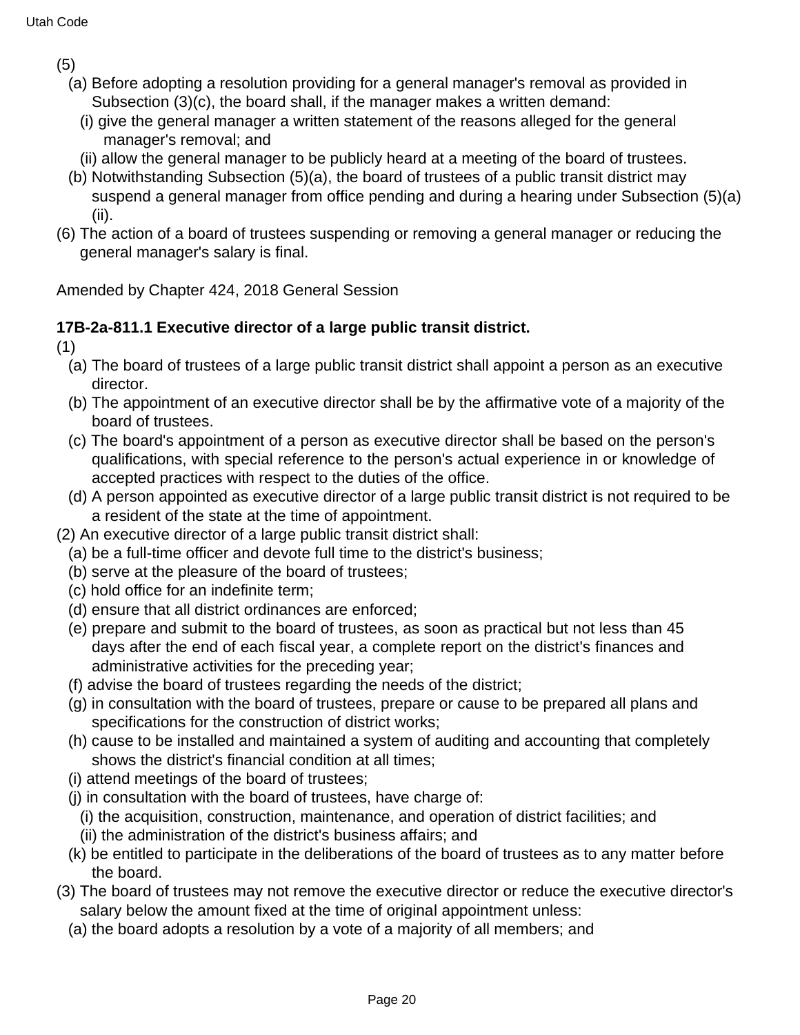(5)

(a) Before adopting a resolution providing for a general manager's removal as provided in Subsection (3)(c), the board shall, if the manager makes a written demand:

(i) give the general manager a written statement of the reasons alleged for the general manager's removal; and

(ii) allow the general manager to be publicly heard at a meeting of the board of trustees.

(b) Notwithstanding Subsection (5)(a), the board of trustees of a public transit district may suspend a general manager from office pending and during a hearing under Subsection (5)(a)(ii).

(6) The action of a board of trustees suspending or removing a general manager or reducing the general manager's salary is final.

Amended by Chapter 424, 2018 General Session

**17B-2a-811.1 Executive director of a large public transit district.**

(1)

(a) The board of trustees of a large public transit district shall appoint a person as an executive director.

(b) The appointment of an executive director shall be by the affirmative vote of a majority of the board of trustees.

(c) The board's appointment of a person as executive director shall be based on the person's qualifications, with special reference to the person's actual experience in or knowledge of accepted practices with respect to the duties of the office.

(d) A person appointed as executive director of a large public transit district is not required to be a resident of the state at the time of appointment.

(2) An executive director of a large public transit district shall:

(a) be a full-time officer and devote full time to the district's business;

(b) serve at the pleasure of the board of trustees;

(c) hold office for an indefinite term;

(d) ensure that all district ordinances are enforced;

(e) prepare and submit to the board of trustees, as soon as practical but not less than 45 days after the end of each fiscal year, a complete report on the district's finances and administrative activities for the preceding year;

(f) advise the board of trustees regarding the needs of the district;

(g) in consultation with the board of trustees, prepare or cause to be prepared all plans and specifications for the construction of district works;

(h) cause to be installed and maintained a system of auditing and accounting that completely shows the district's financial condition at all times;

(i) attend meetings of the board of trustees;

(j) in consultation with the board of trustees, have charge of:

(i) the acquisition, construction, maintenance, and operation of district facilities; and

(ii) the administration of the district's business affairs; and

(k) be entitled to participate in the deliberations of the board of trustees as to any matter before the board.

(3) The board of trustees may not remove the executive director or reduce the executive director's salary below the amount fixed at the time of original appointment unless:

(a) the board adopts a resolution by a vote of a majority of all members; and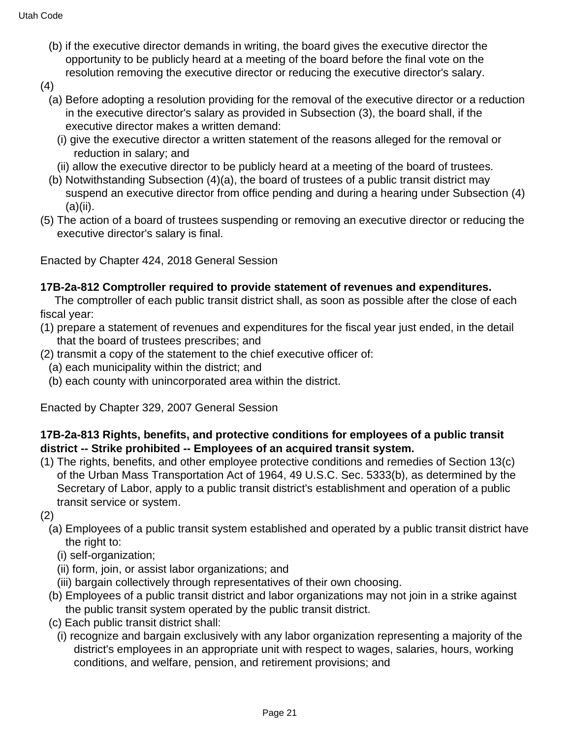(b) if the executive director demands in writing, the board gives the executive director the opportunity to be publicly heard at a meeting of the board before the final vote on the resolution removing the executive director or reducing the executive director's salary.

(4)

(a) Before adopting a resolution providing for the removal of the executive director or a reduction in the executive director's salary as provided in Subsection (3), the board shall, if the executive director makes a written demand:

(i) give the executive director a written statement of the reasons alleged for the removal or reduction in salary; and

(ii) allow the executive director to be publicly heard at a meeting of the board of trustees.

(b) Notwithstanding Subsection (4)(a), the board of trustees of a public transit district may suspend an executive director from office pending and during a hearing under Subsection (4)(a)(ii).

(5) The action of a board of trustees suspending or removing an executive director or reducing the executive director's salary is final.

Enacted by Chapter 424, 2018 General Session

**17B-2a-812 Comptroller required to provide statement of revenues and expenditures.**

The comptroller of each public transit district shall, as soon as possible after the close of each fiscal year:

(1) prepare a statement of revenues and expenditures for the fiscal year just ended, in the detail that the board of trustees prescribes; and

(2) transmit a copy of the statement to the chief executive officer of:

(a) each municipality within the district; and

(b) each county with unincorporated area within the district.

Enacted by Chapter 329, 2007 General Session

**17B-2a-813 Rights, benefits, and protective conditions for employees of a public transit district -- Strike prohibited -- Employees of an acquired transit system.**

(1) The rights, benefits, and other employee protective conditions and remedies of Section 13(c) of the Urban Mass Transportation Act of 1964, 49 U.S.C. Sec. 5333(b), as determined by the Secretary of Labor, apply to a public transit district's establishment and operation of a public transit service or system.

(2)

(a) Employees of a public transit system established and operated by a public transit district have the right to:

(i) self-organization;

(ii) form, join, or assist labor organizations; and

(iii) bargain collectively through representatives of their own choosing.

(b) Employees of a public transit district and labor organizations may not join in a strike against the public transit system operated by the public transit district.

(c) Each public transit district shall:

(i) recognize and bargain exclusively with any labor organization representing a majority of the district's employees in an appropriate unit with respect to wages, salaries, hours, working conditions, and welfare, pension, and retirement provisions; and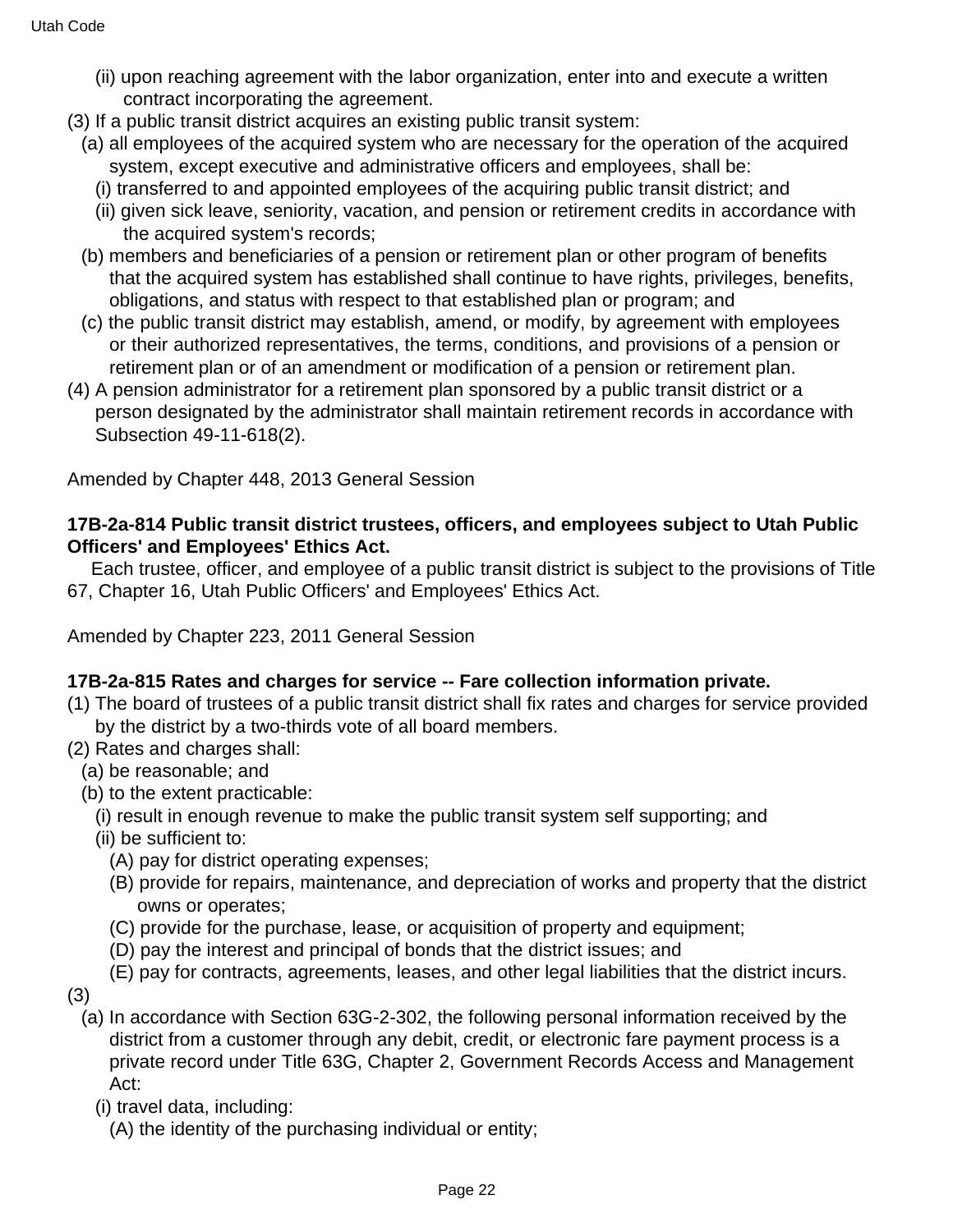(ii) upon reaching agreement with the labor organization, enter into and execute a written contract incorporating the agreement.

(3) If a public transit district acquires an existing public transit system:

(a) all employees of the acquired system who are necessary for the operation of the acquired system, except executive and administrative officers and employees, shall be:

(i) transferred to and appointed employees of the acquiring public transit district; and

(ii) given sick leave, seniority, vacation, and pension or retirement credits in accordance with the acquired system's records;

(b) members and beneficiaries of a pension or retirement plan or other program of benefits that the acquired system has established shall continue to have rights, privileges, benefits, obligations, and status with respect to that established plan or program; and

(c) the public transit district may establish, amend, or modify, by agreement with employees or their authorized representatives, the terms, conditions, and provisions of a pension or retirement plan or of an amendment or modification of a pension or retirement plan.

(4) A pension administrator for a retirement plan sponsored by a public transit district or a person designated by the administrator shall maintain retirement records in accordance with Subsection 49-11-618(2).

Amended by Chapter 448, 2013 General Session

**17B-2a-814 Public transit district trustees, officers, and employees subject to Utah Public Officers' and Employees' Ethics Act.**

Each trustee, officer, and employee of a public transit district is subject to the provisions of Title 67, Chapter 16, Utah Public Officers' and Employees' Ethics Act.

Amended by Chapter 223, 2011 General Session

**17B-2a-815 Rates and charges for service -- Fare collection information private.**

(1) The board of trustees of a public transit district shall fix rates and charges for service provided by the district by a two-thirds vote of all board members.

(2) Rates and charges shall:

(a) be reasonable; and

(b) to the extent practicable:

(i) result in enough revenue to make the public transit system self supporting; and

(ii) be sufficient to:

(A) pay for district operating expenses;

(B) provide for repairs, maintenance, and depreciation of works and property that the district owns or operates;

(C) provide for the purchase, lease, or acquisition of property and equipment;

(D) pay the interest and principal of bonds that the district issues; and

(E) pay for contracts, agreements, leases, and other legal liabilities that the district incurs.

(3)

(a) In accordance with Section 63G-2-302, the following personal information received by the district from a customer through any debit, credit, or electronic fare payment process is a private record under Title 63G, Chapter 2, Government Records Access and Management Act:

(i) travel data, including:

(A) the identity of the purchasing individual or entity;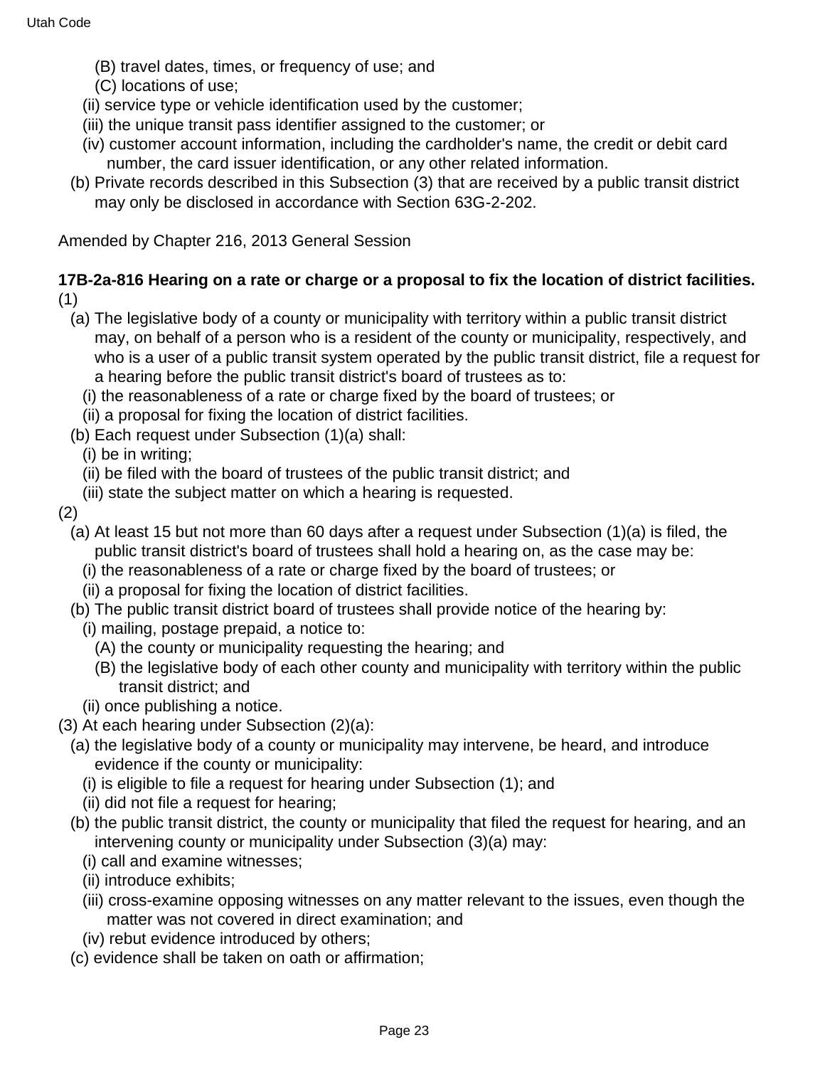(B) travel dates, times, or frequency of use; and

(C) locations of use;

(ii) service type or vehicle identification used by the customer;

(iii) the unique transit pass identifier assigned to the customer; or

(iv) customer account information, including the cardholder's name, the credit or debit card number, the card issuer identification, or any other related information.

(b) Private records described in this Subsection (3) that are received by a public transit district may only be disclosed in accordance with Section 63G-2-202.

Amended by Chapter 216, 2013 General Session

**17B-2a-816 Hearing on a rate or charge or a proposal to fix the location of district facilities.**

(1)

(a) The legislative body of a county or municipality with territory within a public transit district may, on behalf of a person who is a resident of the county or municipality, respectively, and who is a user of a public transit system operated by the public transit district, file a request for a hearing before the public transit district's board of trustees as to:

(i) the reasonableness of a rate or charge fixed by the board of trustees; or

(ii) a proposal for fixing the location of district facilities.

(b) Each request under Subsection (1)(a) shall:

(i) be in writing;

(ii) be filed with the board of trustees of the public transit district; and

(iii) state the subject matter on which a hearing is requested.

(2)

(a) At least 15 but not more than 60 days after a request under Subsection (1)(a) is filed, the public transit district's board of trustees shall hold a hearing on, as the case may be:

(i) the reasonableness of a rate or charge fixed by the board of trustees; or

(ii) a proposal for fixing the location of district facilities.

(b) The public transit district board of trustees shall provide notice of the hearing by:

(i) mailing, postage prepaid, a notice to:

(A) the county or municipality requesting the hearing; and

(B) the legislative body of each other county and municipality with territory within the public transit district; and

(ii) once publishing a notice.

(3) At each hearing under Subsection (2)(a):

(a) the legislative body of a county or municipality may intervene, be heard, and introduce evidence if the county or municipality:

(i) is eligible to file a request for hearing under Subsection (1); and

(ii) did not file a request for hearing;

(b) the public transit district, the county or municipality that filed the request for hearing, and an intervening county or municipality under Subsection (3)(a) may:

(i) call and examine witnesses;

(ii) introduce exhibits;

(iii) cross-examine opposing witnesses on any matter relevant to the issues, even though the matter was not covered in direct examination; and

(iv) rebut evidence introduced by others;

(c) evidence shall be taken on oath or affirmation;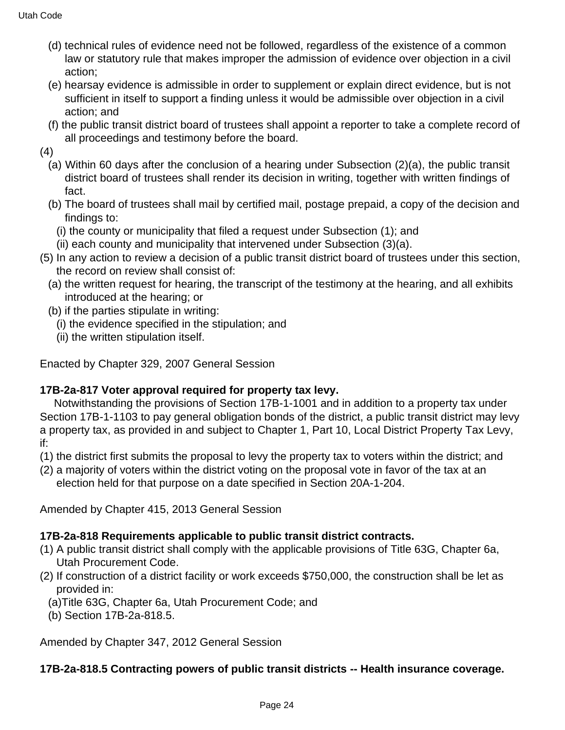(d) technical rules of evidence need not be followed, regardless of the existence of a common law or statutory rule that makes improper the admission of evidence over objection in a civil action;

(e) hearsay evidence is admissible in order to supplement or explain direct evidence, but is not sufficient in itself to support a finding unless it would be admissible over objection in a civil action; and

(f) the public transit district board of trustees shall appoint a reporter to take a complete record of all proceedings and testimony before the board.

(4)

(a) Within 60 days after the conclusion of a hearing under Subsection (2)(a), the public transit district board of trustees shall render its decision in writing, together with written findings of fact.

(b) The board of trustees shall mail by certified mail, postage prepaid, a copy of the decision and findings to:

(i) the county or municipality that filed a request under Subsection (1); and

(ii) each county and municipality that intervened under Subsection (3)(a).

(5) In any action to review a decision of a public transit district board of trustees under this section, the record on review shall consist of:

(a) the written request for hearing, the transcript of the testimony at the hearing, and all exhibits introduced at the hearing; or

(b) if the parties stipulate in writing:

(i) the evidence specified in the stipulation; and

(ii) the written stipulation itself.

Enacted by Chapter 329, 2007 General Session

**17B-2a-817 Voter approval required for property tax levy.**

Notwithstanding the provisions of Section 17B-1-1001 and in addition to a property tax under Section 17B-1-1103 to pay general obligation bonds of the district, a public transit district may levy a property tax, as provided in and subject to Chapter 1, Part 10, Local District Property Tax Levy, if:

(1) the district first submits the proposal to levy the property tax to voters within the district; and

(2) a majority of voters within the district voting on the proposal vote in favor of the tax at an election held for that purpose on a date specified in Section 20A-1-204.

Amended by Chapter 415, 2013 General Session

**17B-2a-818 Requirements applicable to public transit district contracts.**

(1) A public transit district shall comply with the applicable provisions of Title 63G, Chapter 6a, Utah Procurement Code.

(2) If construction of a district facility or work exceeds $750,000, the construction shall be let as provided in:

(a)Title 63G, Chapter 6a, Utah Procurement Code; and

(b) Section 17B-2a-818.5.

Amended by Chapter 347, 2012 General Session

**17B-2a-818.5 Contracting powers of public transit districts -- Health insurance coverage.**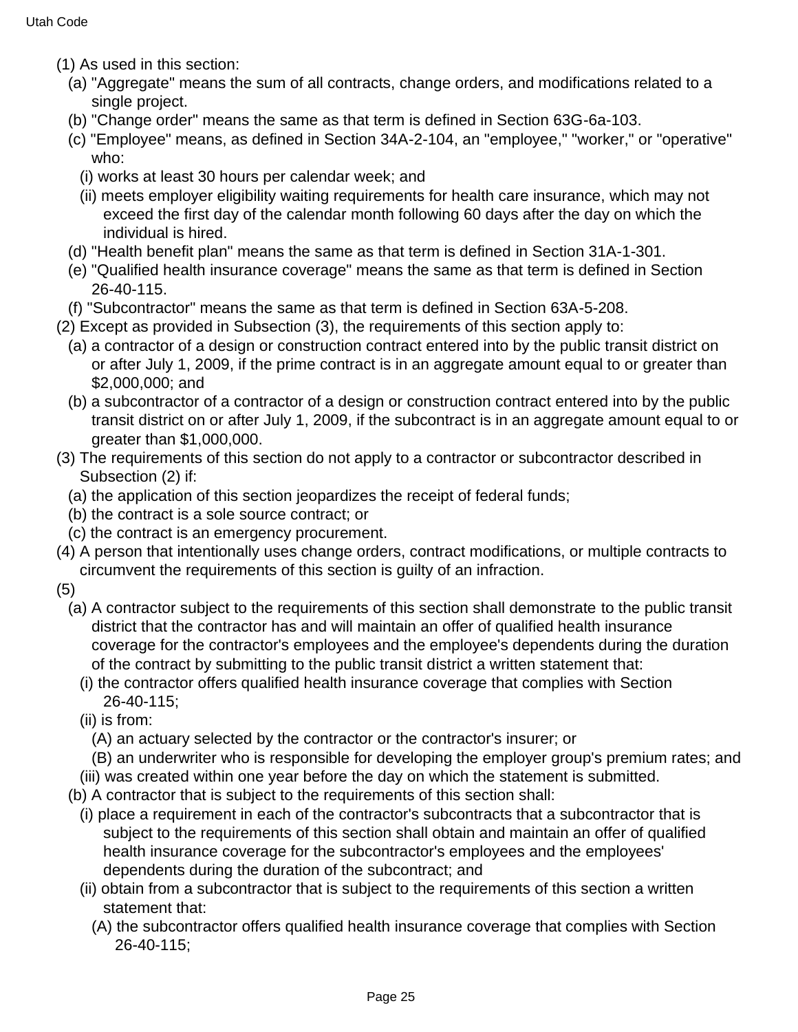(1) As used in this section:

(a) "Aggregate" means the sum of all contracts, change orders, and modifications related to a single project.

(b) "Change order" means the same as that term is defined in Section 63G-6a-103.

(c) "Employee" means, as defined in Section 34A-2-104, an "employee," "worker," or "operative" who:

(i) works at least 30 hours per calendar week; and

(ii) meets employer eligibility waiting requirements for health care insurance, which may not exceed the first day of the calendar month following 60 days after the day on which the individual is hired.

(d) "Health benefit plan" means the same as that term is defined in Section 31A-1-301.

(e) "Qualified health insurance coverage" means the same as that term is defined in Section 26-40-115.

(f) "Subcontractor" means the same as that term is defined in Section 63A-5-208.

(2) Except as provided in Subsection (3), the requirements of this section apply to:

(a) a contractor of a design or construction contract entered into by the public transit district on or after July 1, 2009, if the prime contract is in an aggregate amount equal to or greater than $2,000,000; and

(b) a subcontractor of a contractor of a design or construction contract entered into by the public transit district on or after July 1, 2009, if the subcontract is in an aggregate amount equal to or greater than $1,000,000.

(3) The requirements of this section do not apply to a contractor or subcontractor described in Subsection (2) if:

(a) the application of this section jeopardizes the receipt of federal funds;

(b) the contract is a sole source contract; or

(c) the contract is an emergency procurement.

(4) A person that intentionally uses change orders, contract modifications, or multiple contracts to circumvent the requirements of this section is guilty of an infraction.

(5)

(a) A contractor subject to the requirements of this section shall demonstrate to the public transit district that the contractor has and will maintain an offer of qualified health insurance coverage for the contractor's employees and the employee's dependents during the duration of the contract by submitting to the public transit district a written statement that:

(i) the contractor offers qualified health insurance coverage that complies with Section 26-40-115;

(ii) is from:

(A) an actuary selected by the contractor or the contractor's insurer; or

(B) an underwriter who is responsible for developing the employer group's premium rates; and

(iii) was created within one year before the day on which the statement is submitted.

(b) A contractor that is subject to the requirements of this section shall:

(i) place a requirement in each of the contractor's subcontracts that a subcontractor that is subject to the requirements of this section shall obtain and maintain an offer of qualified health insurance coverage for the subcontractor's employees and the employees' dependents during the duration of the subcontract; and

(ii) obtain from a subcontractor that is subject to the requirements of this section a written statement that:

(A) the subcontractor offers qualified health insurance coverage that complies with Section 26-40-115;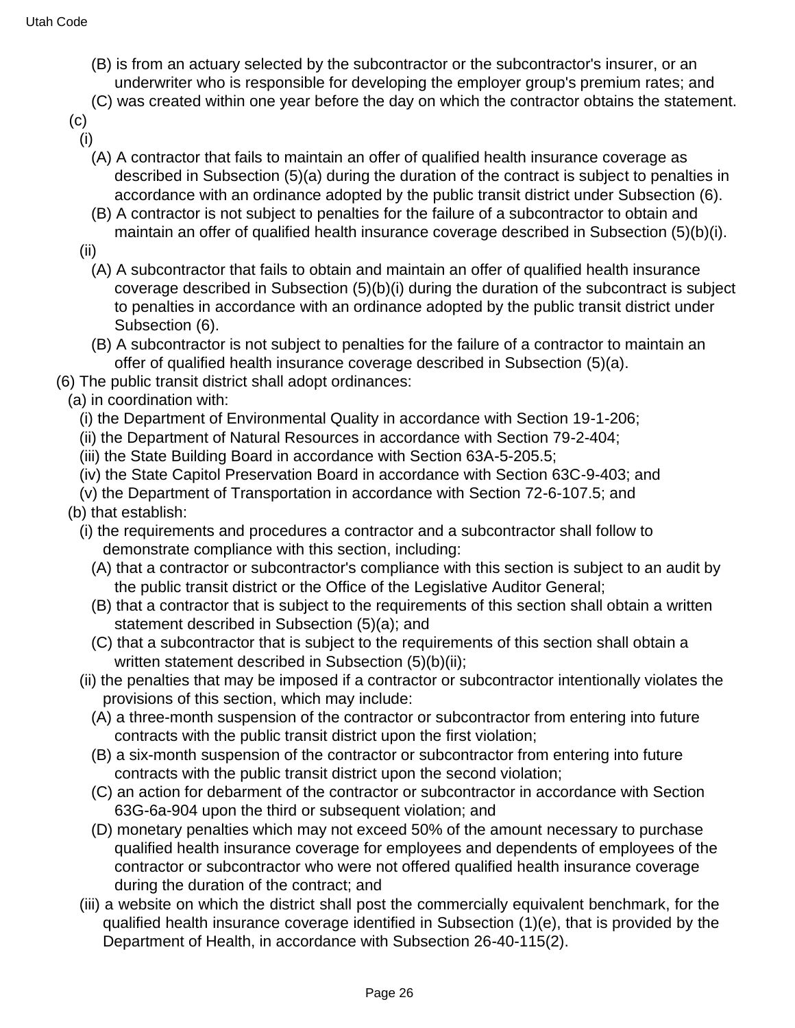(B) is from an actuary selected by the subcontractor or the subcontractor's insurer, or an underwriter who is responsible for developing the employer group's premium rates; and

(C) was created within one year before the day on which the contractor obtains the statement.

(c)

(i)

(A) A contractor that fails to maintain an offer of qualified health insurance coverage as described in Subsection (5)(a) during the duration of the contract is subject to penalties in accordance with an ordinance adopted by the public transit district under Subsection (6).

(B) A contractor is not subject to penalties for the failure of a subcontractor to obtain and maintain an offer of qualified health insurance coverage described in Subsection (5)(b)(i).

(ii)

(A) A subcontractor that fails to obtain and maintain an offer of qualified health insurance coverage described in Subsection (5)(b)(i) during the duration of the subcontract is subject to penalties in accordance with an ordinance adopted by the public transit district under Subsection (6).

(B) A subcontractor is not subject to penalties for the failure of a contractor to maintain an offer of qualified health insurance coverage described in Subsection (5)(a).

(6) The public transit district shall adopt ordinances:

(a) in coordination with:

(i) the Department of Environmental Quality in accordance with Section 19-1-206;

(ii) the Department of Natural Resources in accordance with Section 79-2-404;

(iii) the State Building Board in accordance with Section 63A-5-205.5;

(iv) the State Capitol Preservation Board in accordance with Section 63C-9-403; and

(v) the Department of Transportation in accordance with Section 72-6-107.5; and

(b) that establish:

(i) the requirements and procedures a contractor and a subcontractor shall follow to demonstrate compliance with this section, including:

(A) that a contractor or subcontractor's compliance with this section is subject to an audit by the public transit district or the Office of the Legislative Auditor General;

(B) that a contractor that is subject to the requirements of this section shall obtain a written statement described in Subsection (5)(a); and

(C) that a subcontractor that is subject to the requirements of this section shall obtain a written statement described in Subsection (5)(b)(ii);

(ii) the penalties that may be imposed if a contractor or subcontractor intentionally violates the provisions of this section, which may include:

(A) a three-month suspension of the contractor or subcontractor from entering into future contracts with the public transit district upon the first violation;

(B) a six-month suspension of the contractor or subcontractor from entering into future contracts with the public transit district upon the second violation;

(C) an action for debarment of the contractor or subcontractor in accordance with Section 63G-6a-904 upon the third or subsequent violation; and

(D) monetary penalties which may not exceed 50% of the amount necessary to purchase qualified health insurance coverage for employees and dependents of employees of the contractor or subcontractor who were not offered qualified health insurance coverage during the duration of the contract; and

(iii) a website on which the district shall post the commercially equivalent benchmark, for the qualified health insurance coverage identified in Subsection (1)(e), that is provided by the Department of Health, in accordance with Subsection 26-40-115(2).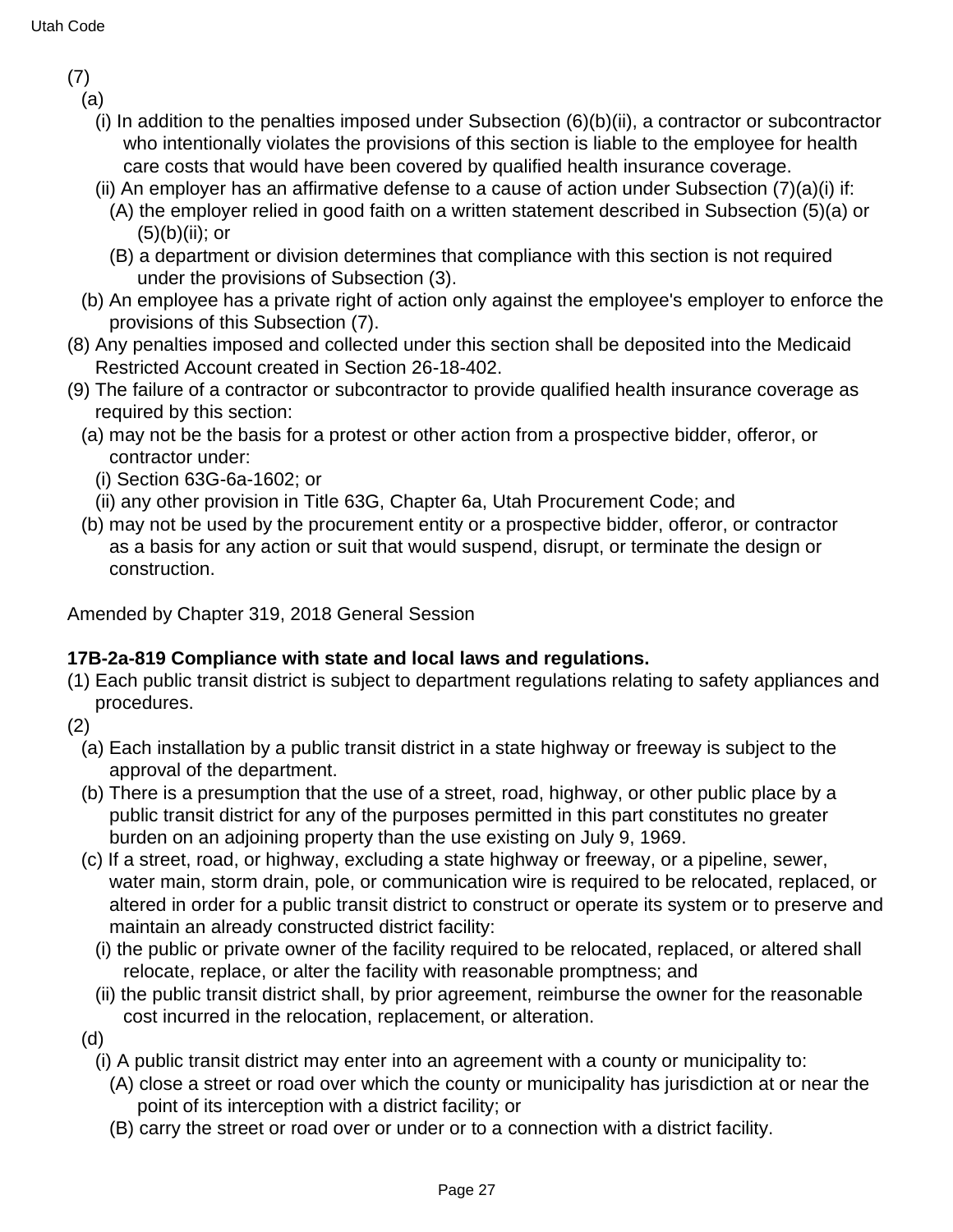(7)

(a)

(i) In addition to the penalties imposed under Subsection (6)(b)(ii), a contractor or subcontractor who intentionally violates the provisions of this section is liable to the employee for health care costs that would have been covered by qualified health insurance coverage.

(ii) An employer has an affirmative defense to a cause of action under Subsection (7)(a)(i) if:

(A) the employer relied in good faith on a written statement described in Subsection (5)(a) or (5)(b)(ii); or

(B) a department or division determines that compliance with this section is not required under the provisions of Subsection (3).

(b) An employee has a private right of action only against the employee's employer to enforce the provisions of this Subsection (7).

(8) Any penalties imposed and collected under this section shall be deposited into the Medicaid Restricted Account created in Section 26-18-402.

(9) The failure of a contractor or subcontractor to provide qualified health insurance coverage as required by this section:

(a) may not be the basis for a protest or other action from a prospective bidder, offeror, or contractor under:

(i) Section 63G-6a-1602; or

(ii) any other provision in Title 63G, Chapter 6a, Utah Procurement Code; and

(b) may not be used by the procurement entity or a prospective bidder, offeror, or contractor as a basis for any action or suit that would suspend, disrupt, or terminate the design or construction.

Amended by Chapter 319, 2018 General Session

**17B-2a-819 Compliance with state and local laws and regulations.**

(1) Each public transit district is subject to department regulations relating to safety appliances and procedures.

(2)

(a) Each installation by a public transit district in a state highway or freeway is subject to the approval of the department.

(b) There is a presumption that the use of a street, road, highway, or other public place by a public transit district for any of the purposes permitted in this part constitutes no greater burden on an adjoining property than the use existing on July 9, 1969.

(c) If a street, road, or highway, excluding a state highway or freeway, or a pipeline, sewer, water main, storm drain, pole, or communication wire is required to be relocated, replaced, or altered in order for a public transit district to construct or operate its system or to preserve and maintain an already constructed district facility:

(i) the public or private owner of the facility required to be relocated, replaced, or altered shall relocate, replace, or alter the facility with reasonable promptness; and

(ii) the public transit district shall, by prior agreement, reimburse the owner for the reasonable cost incurred in the relocation, replacement, or alteration.

(d)

(i) A public transit district may enter into an agreement with a county or municipality to:

(A) close a street or road over which the county or municipality has jurisdiction at or near the point of its interception with a district facility; or

(B) carry the street or road over or under or to a connection with a district facility.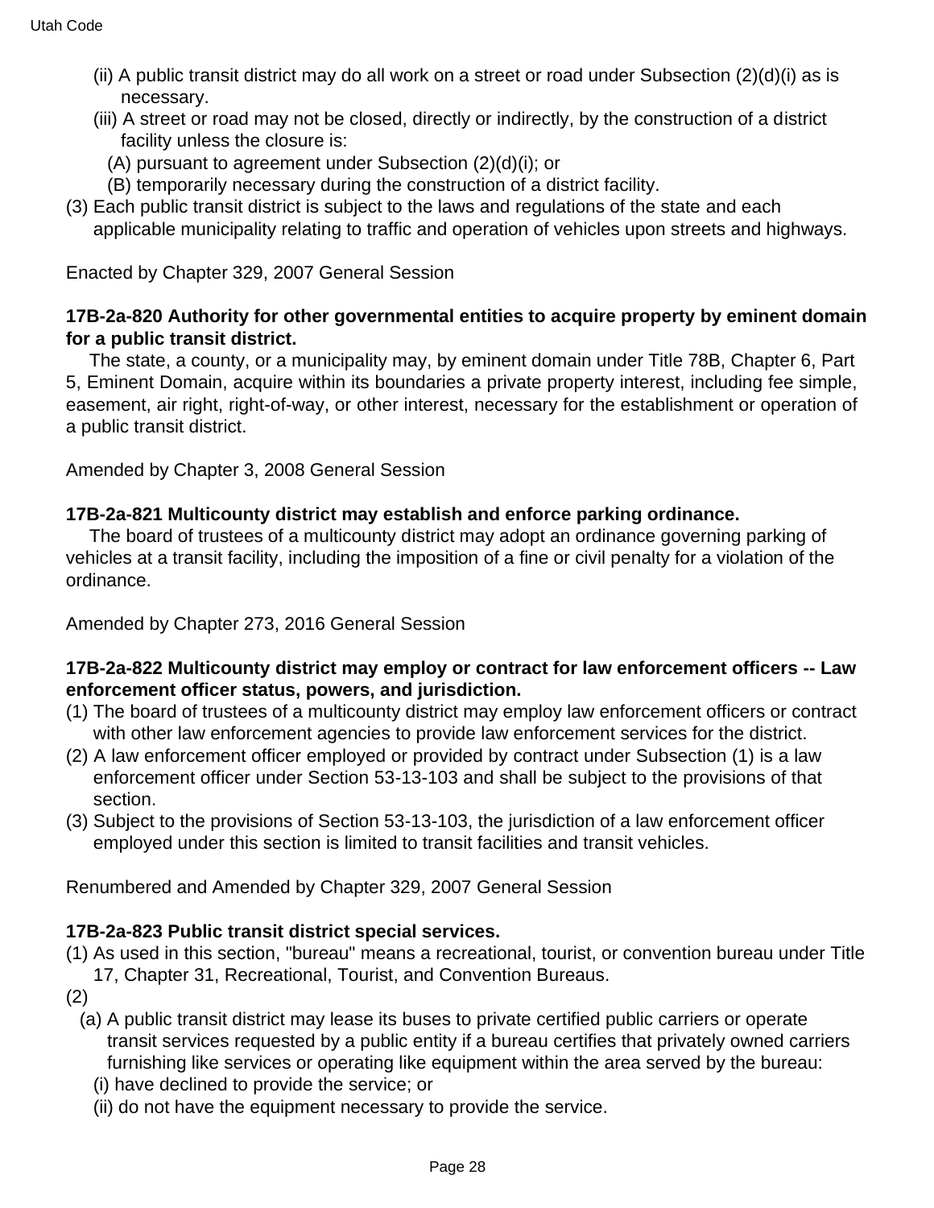(ii) A public transit district may do all work on a street or road under Subsection (2)(d)(i) as is necessary.

(iii) A street or road may not be closed, directly or indirectly, by the construction of a district facility unless the closure is:

(A) pursuant to agreement under Subsection (2)(d)(i); or

(B) temporarily necessary during the construction of a district facility.

(3) Each public transit district is subject to the laws and regulations of the state and each applicable municipality relating to traffic and operation of vehicles upon streets and highways.

Enacted by Chapter 329, 2007 General Session

**17B-2a-820 Authority for other governmental entities to acquire property by eminent domain for a public transit district.**

The state, a county, or a municipality may, by eminent domain under Title 78B, Chapter 6, Part 5, Eminent Domain, acquire within its boundaries a private property interest, including fee simple, easement, air right, right-of-way, or other interest, necessary for the establishment or operation of a public transit district.

Amended by Chapter 3, 2008 General Session

**17B-2a-821 Multicounty district may establish and enforce parking ordinance.**

The board of trustees of a multicounty district may adopt an ordinance governing parking of vehicles at a transit facility, including the imposition of a fine or civil penalty for a violation of the ordinance.

Amended by Chapter 273, 2016 General Session

**17B-2a-822 Multicounty district may employ or contract for law enforcement officers -- Law enforcement officer status, powers, and jurisdiction.**

(1) The board of trustees of a multicounty district may employ law enforcement officers or contract with other law enforcement agencies to provide law enforcement services for the district.

(2) A law enforcement officer employed or provided by contract under Subsection (1) is a law enforcement officer under Section 53-13-103 and shall be subject to the provisions of that section.

(3) Subject to the provisions of Section 53-13-103, the jurisdiction of a law enforcement officer employed under this section is limited to transit facilities and transit vehicles.

Renumbered and Amended by Chapter 329, 2007 General Session

**17B-2a-823 Public transit district special services.**

(1) As used in this section, "bureau" means a recreational, tourist, or convention bureau under Title 17, Chapter 31, Recreational, Tourist, and Convention Bureaus.

(2)

(a) A public transit district may lease its buses to private certified public carriers or operate transit services requested by a public entity if a bureau certifies that privately owned carriers furnishing like services or operating like equipment within the area served by the bureau:

(i) have declined to provide the service; or

(ii) do not have the equipment necessary to provide the service.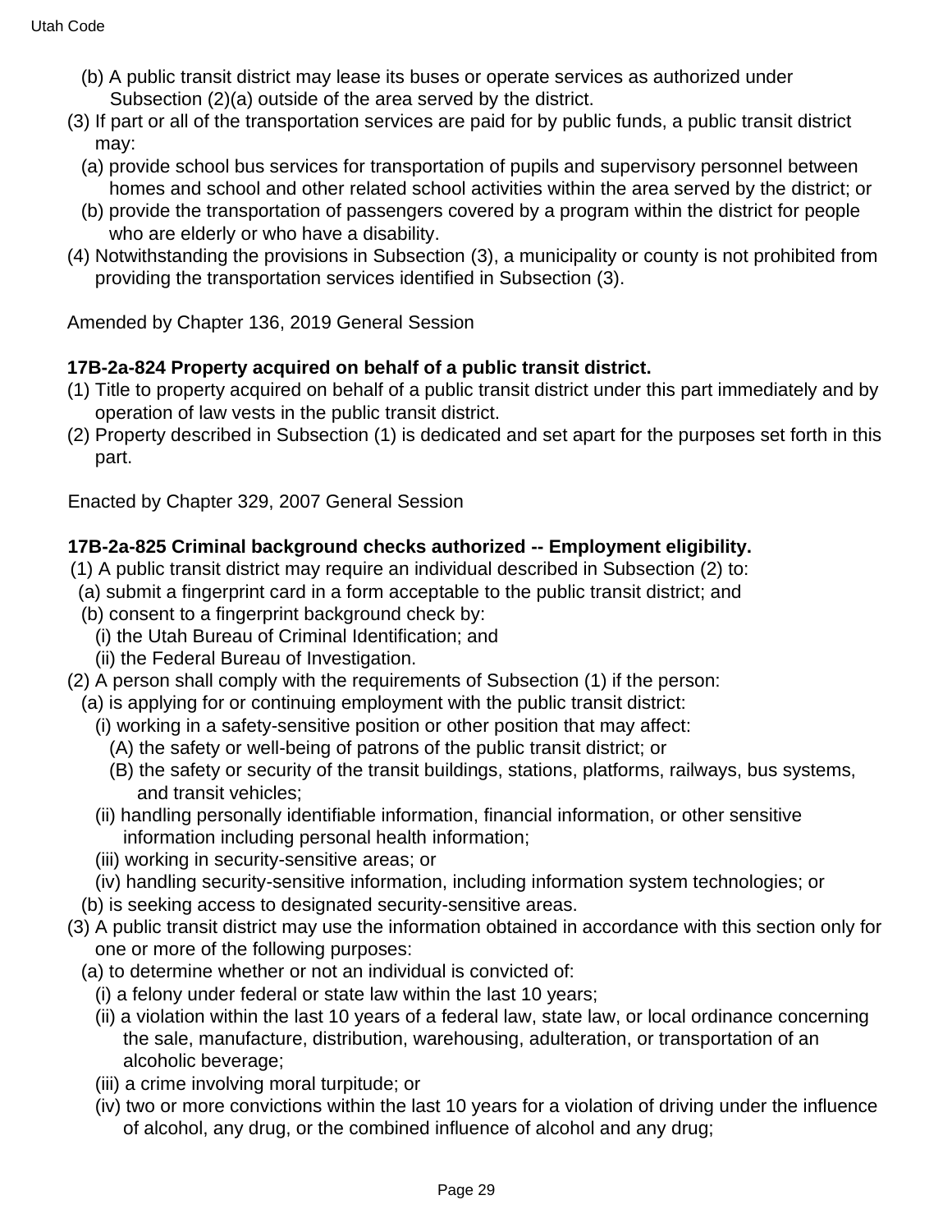(b) A public transit district may lease its buses or operate services as authorized under Subsection (2)(a) outside of the area served by the district.

(3) If part or all of the transportation services are paid for by public funds, a public transit district may:

(a) provide school bus services for transportation of pupils and supervisory personnel between homes and school and other related school activities within the area served by the district; or

(b) provide the transportation of passengers covered by a program within the district for people who are elderly or who have a disability.

(4) Notwithstanding the provisions in Subsection (3), a municipality or county is not prohibited from providing the transportation services identified in Subsection (3).

Amended by Chapter 136, 2019 General Session

**17B-2a-824 Property acquired on behalf of a public transit district.**

(1) Title to property acquired on behalf of a public transit district under this part immediately and by operation of law vests in the public transit district.

(2) Property described in Subsection (1) is dedicated and set apart for the purposes set forth in this part.

Enacted by Chapter 329, 2007 General Session

**17B-2a-825 Criminal background checks authorized -- Employment eligibility.**

(1) A public transit district may require an individual described in Subsection (2) to:

(a) submit a fingerprint card in a form acceptable to the public transit district; and

(b) consent to a fingerprint background check by:

(i) the Utah Bureau of Criminal Identification; and

(ii) the Federal Bureau of Investigation.

(2) A person shall comply with the requirements of Subsection (1) if the person:

(a) is applying for or continuing employment with the public transit district:

(i) working in a safety-sensitive position or other position that may affect:

(A) the safety or well-being of patrons of the public transit district; or

(B) the safety or security of the transit buildings, stations, platforms, railways, bus systems, and transit vehicles;

(ii) handling personally identifiable information, financial information, or other sensitive information including personal health information;

(iii) working in security-sensitive areas; or

(iv) handling security-sensitive information, including information system technologies; or

(b) is seeking access to designated security-sensitive areas.

(3) A public transit district may use the information obtained in accordance with this section only for one or more of the following purposes:

(a) to determine whether or not an individual is convicted of:

(i) a felony under federal or state law within the last 10 years;

(ii) a violation within the last 10 years of a federal law, state law, or local ordinance concerning the sale, manufacture, distribution, warehousing, adulteration, or transportation of an alcoholic beverage;

(iii) a crime involving moral turpitude; or

(iv) two or more convictions within the last 10 years for a violation of driving under the influence of alcohol, any drug, or the combined influence of alcohol and any drug;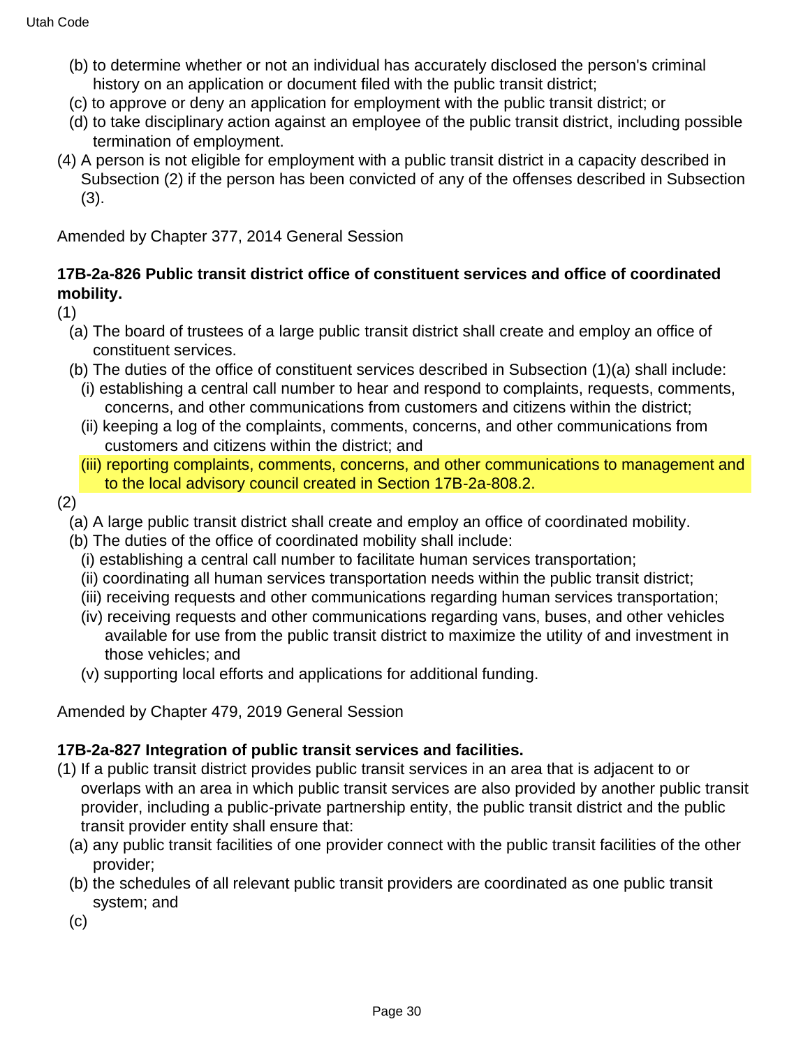(b) to determine whether or not an individual has accurately disclosed the person's criminal history on an application or document filed with the public transit district;

(c) to approve or deny an application for employment with the public transit district; or

(d) to take disciplinary action against an employee of the public transit district, including possible termination of employment.

(4) A person is not eligible for employment with a public transit district in a capacity described in Subsection (2) if the person has been convicted of any of the offenses described in Subsection (3).

Amended by Chapter 377, 2014 General Session

**17B-2a-826 Public transit district office of constituent services and office of coordinated mobility.**

(1)

(a) The board of trustees of a large public transit district shall create and employ an office of constituent services.

(b) The duties of the office of constituent services described in Subsection (1)(a) shall include:

(i) establishing a central call number to hear and respond to complaints, requests, comments, concerns, and other communications from customers and citizens within the district;

(ii) keeping a log of the complaints, comments, concerns, and other communications from customers and citizens within the district; and

(iii) reporting complaints, comments, concerns, and other communications to management and to the local advisory council created in Section 17B-2a-808.2.

(2)

(a) A large public transit district shall create and employ an office of coordinated mobility.

(b) The duties of the office of coordinated mobility shall include:

(i) establishing a central call number to facilitate human services transportation;

(ii) coordinating all human services transportation needs within the public transit district;

(iii) receiving requests and other communications regarding human services transportation;

(iv) receiving requests and other communications regarding vans, buses, and other vehicles available for use from the public transit district to maximize the utility of and investment in those vehicles; and

(v) supporting local efforts and applications for additional funding.

Amended by Chapter 479, 2019 General Session

**17B-2a-827 Integration of public transit services and facilities.**

(1) If a public transit district provides public transit services in an area that is adjacent to or overlaps with an area in which public transit services are also provided by another public transit provider, including a public-private partnership entity, the public transit district and the public transit provider entity shall ensure that:

(a) any public transit facilities of one provider connect with the public transit facilities of the other provider;

(b) the schedules of all relevant public transit providers are coordinated as one public transit system; and

(c)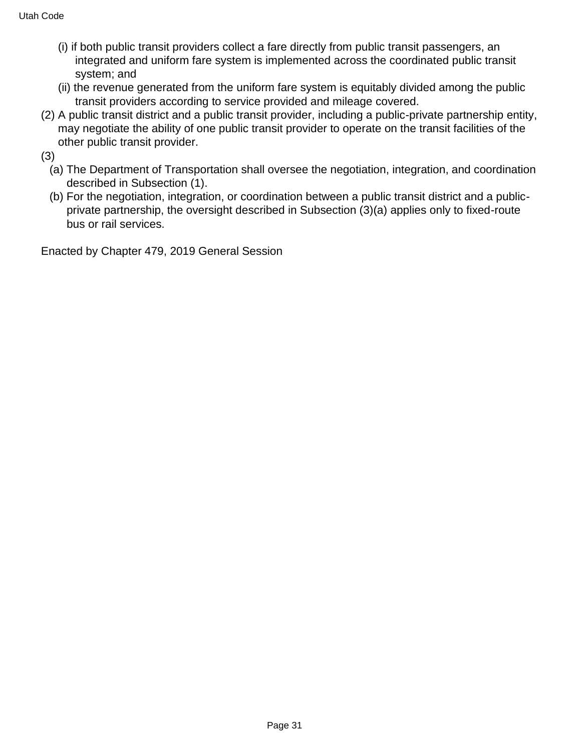(i) if both public transit providers collect a fare directly from public transit passengers, an integrated and uniform fare system is implemented across the coordinated public transit system; and

(ii) the revenue generated from the uniform fare system is equitably divided among the public transit providers according to service provided and mileage covered.

(2) A public transit district and a public transit provider, including a public-private partnership entity, may negotiate the ability of one public transit provider to operate on the transit facilities of the other public transit provider.

(3)

(a) The Department of Transportation shall oversee the negotiation, integration, and coordination described in Subsection (1).

(b) For the negotiation, integration, or coordination between a public transit district and a public-private partnership, the oversight described in Subsection (3)(a) applies only to fixed-route bus or rail services.

Enacted by Chapter 479, 2019 General Session